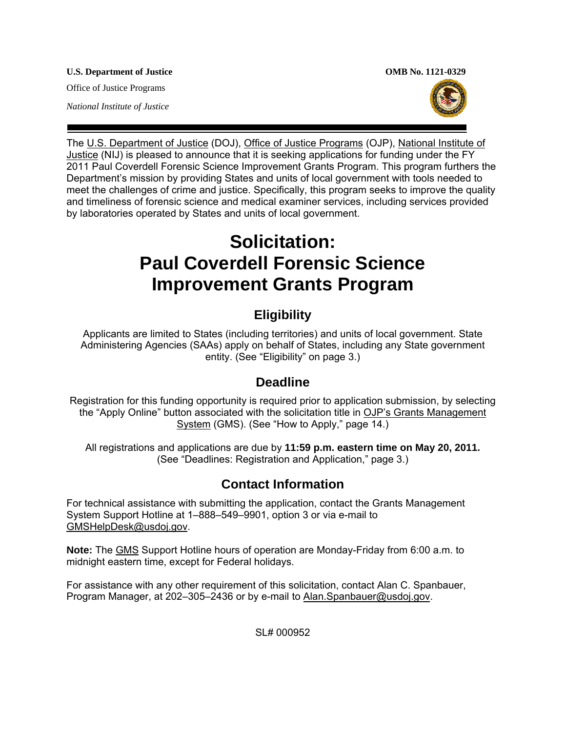**U.S. Department of Justice** **OMB No. 1121-0329**

Office of Justice Programs

*National Institute of Justice*

---

The U.S. Department of Justice (DOJ), Office of Justice Programs (OJP), National Institute of Justice (NIJ) is pleased to announce that it is seeking applications for funding under the FY 2011 Paul Coverdell Forensic Science Improvement Grants Program. This program furthers the Department's mission by providing States and units of local government with tools needed to meet the challenges of crime and justice. Specifically, this program seeks to improve the quality and timeliness of forensic science and medical examiner services, including services provided by laboratories operated by States and units of local government.

# Solicitation: Paul Coverdell Forensic Science Improvement Grants Program

## Eligibility

Applicants are limited to States (including territories) and units of local government. State Administering Agencies (SAAs) apply on behalf of States, including any State government entity. (See "Eligibility" on page 3.)

## Deadline

Registration for this funding opportunity is required prior to application submission, by selecting the "Apply Online" button associated with the solicitation title in OJP's Grants Management System (GMS). (See "How to Apply," page 14.)

All registrations and applications are due by **11:59 p.m. eastern time on May 20, 2011.** (See "Deadlines: Registration and Application," page 3.)

## Contact Information

For technical assistance with submitting the application, contact the Grants Management System Support Hotline at 1–888–549–9901, option 3 or via e-mail to GMSHelpDesk@usdoj.gov.

**Note:** The GMS Support Hotline hours of operation are Monday-Friday from 6:00 a.m. to midnight eastern time, except for Federal holidays.

For assistance with any other requirement of this solicitation, contact Alan C. Spanbauer, Program Manager, at 202–305–2436 or by e-mail to Alan.Spanbauer@usdoj.gov.

SL# 000952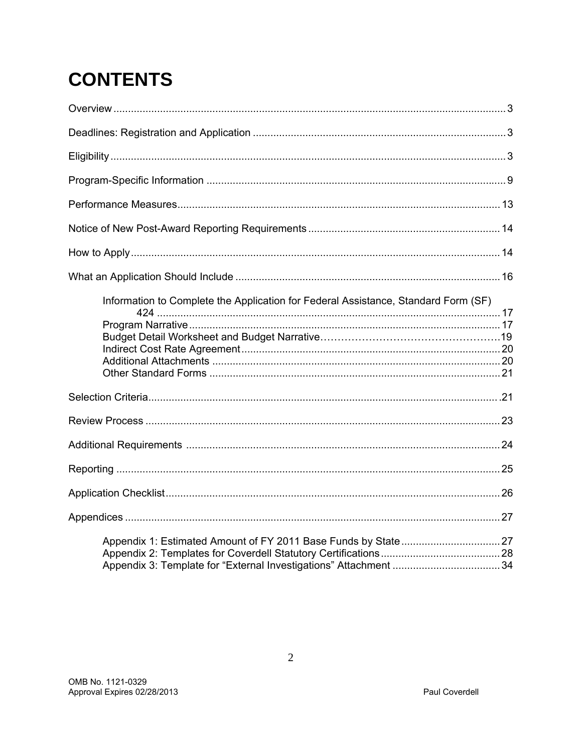# CONTENTS

Overview .......... 3

Deadlines: Registration and Application .......... 3

Eligibility .......... 3

Program-Specific Information .......... 9

Performance Measures .......... 13

Notice of New Post-Award Reporting Requirements .......... 14

How to Apply .......... 14

What an Application Should Include .......... 16

- Information to Complete the Application for Federal Assistance, Standard Form (SF) 424 .......... 17
- Program Narrative .......... 17
- Budget Detail Worksheet and Budget Narrative .......... 19
- Indirect Cost Rate Agreement .......... 20
- Additional Attachments .......... 20
- Other Standard Forms .......... 21

Selection Criteria .......... 21

Review Process .......... 23

Additional Requirements .......... 24

Reporting .......... 25

Application Checklist .......... 26

Appendices .......... 27

- Appendix 1: Estimated Amount of FY 2011 Base Funds by State .......... 27
- Appendix 2: Templates for Coverdell Statutory Certifications .......... 28
- Appendix 3: Template for "External Investigations" Attachment .......... 34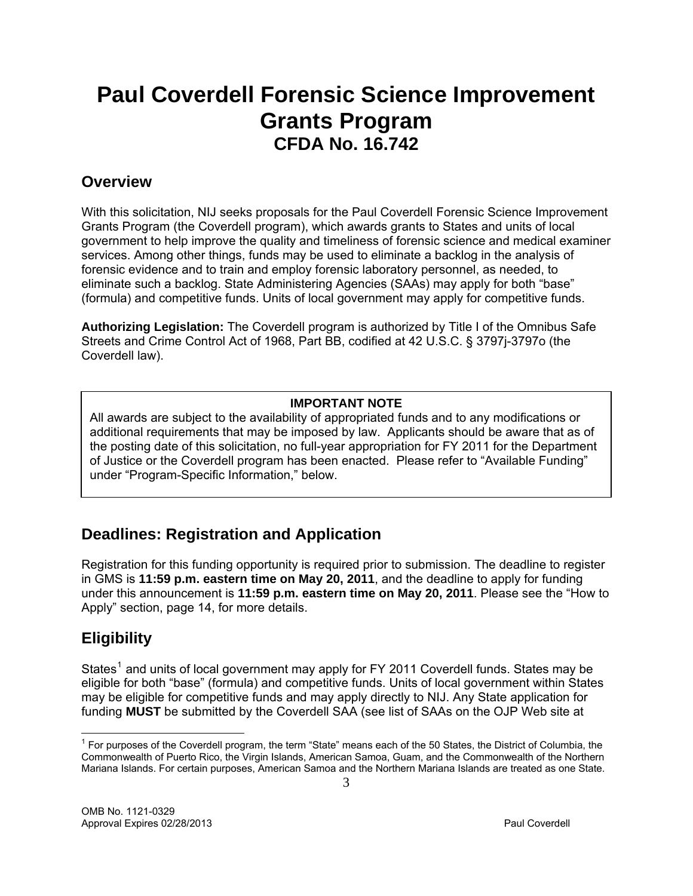# Paul Coverdell Forensic Science Improvement Grants Program
## CFDA No. 16.742

## Overview

With this solicitation, NIJ seeks proposals for the Paul Coverdell Forensic Science Improvement Grants Program (the Coverdell program), which awards grants to States and units of local government to help improve the quality and timeliness of forensic science and medical examiner services. Among other things, funds may be used to eliminate a backlog in the analysis of forensic evidence and to train and employ forensic laboratory personnel, as needed, to eliminate such a backlog. State Administering Agencies (SAAs) may apply for both "base" (formula) and competitive funds. Units of local government may apply for competitive funds.

**Authorizing Legislation:** The Coverdell program is authorized by Title I of the Omnibus Safe Streets and Crime Control Act of 1968, Part BB, codified at 42 U.S.C. § 3797j-3797o (the Coverdell law).

> **IMPORTANT NOTE**
>
> All awards are subject to the availability of appropriated funds and to any modifications or additional requirements that may be imposed by law. Applicants should be aware that as of the posting date of this solicitation, no full-year appropriation for FY 2011 for the Department of Justice or the Coverdell program has been enacted. Please refer to "Available Funding" under "Program-Specific Information," below.

## Deadlines: Registration and Application

Registration for this funding opportunity is required prior to submission. The deadline to register in GMS is **11:59 p.m. eastern time on May 20, 2011**, and the deadline to apply for funding under this announcement is **11:59 p.m. eastern time on May 20, 2011**. Please see the "How to Apply" section, page 14, for more details.

## Eligibility

States[1] and units of local government may apply for FY 2011 Coverdell funds. States may be eligible for both "base" (formula) and competitive funds. Units of local government within States may be eligible for competitive funds and may apply directly to NIJ. Any State application for funding **MUST** be submitted by the Coverdell SAA (see list of SAAs on the OJP Web site at

[1] For purposes of the Coverdell program, the term "State" means each of the 50 States, the District of Columbia, the Commonwealth of Puerto Rico, the Virgin Islands, American Samoa, Guam, and the Commonwealth of the Northern Mariana Islands. For certain purposes, American Samoa and the Northern Mariana Islands are treated as one State.

OMB No. 1121-0329
Approval Expires 02/28/2013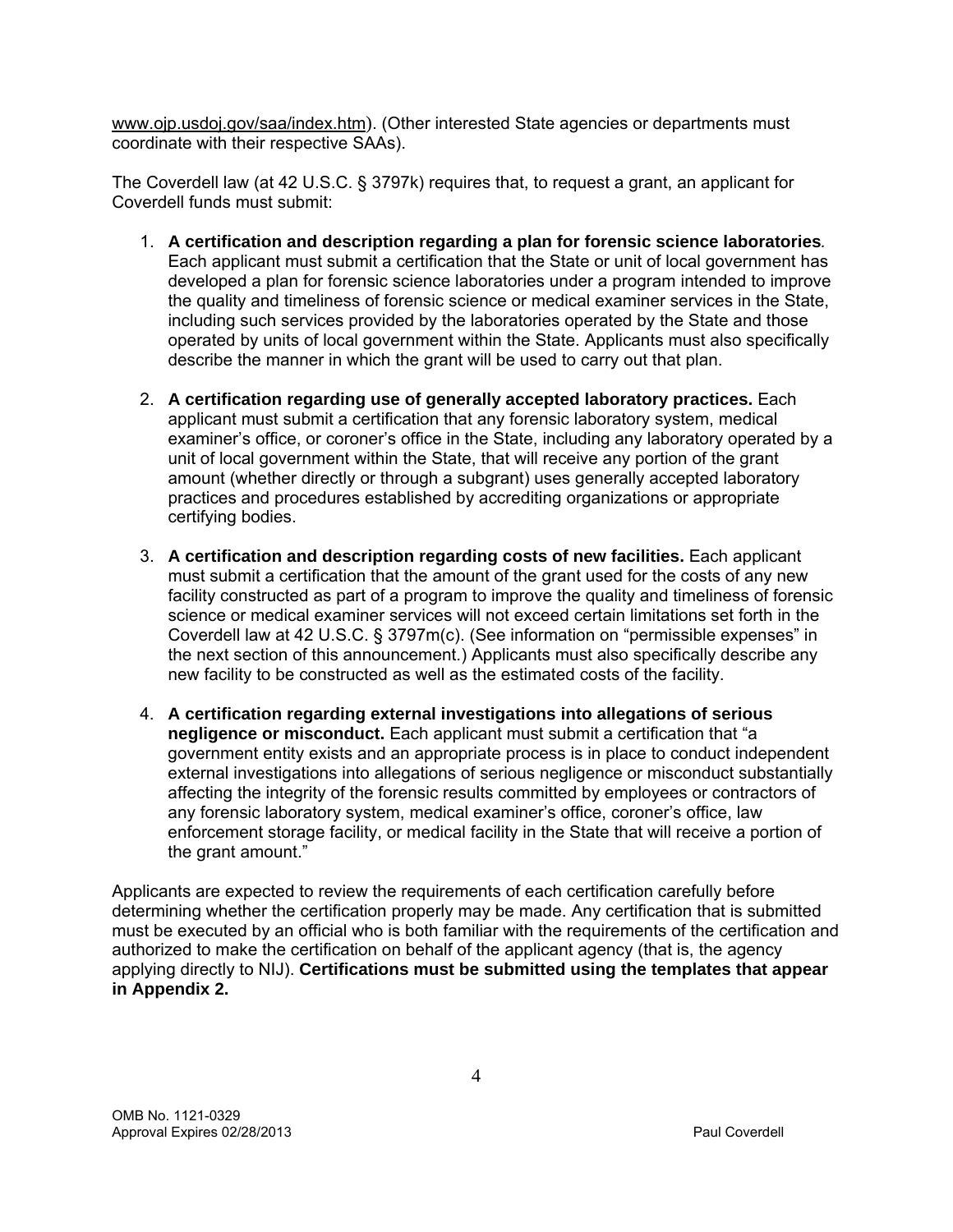www.ojp.usdoj.gov/saa/index.htm). (Other interested State agencies or departments must coordinate with their respective SAAs).

The Coverdell law (at 42 U.S.C. § 3797k) requires that, to request a grant, an applicant for Coverdell funds must submit:

1. **A certification and description regarding a plan for forensic science laboratories***.* Each applicant must submit a certification that the State or unit of local government has developed a plan for forensic science laboratories under a program intended to improve the quality and timeliness of forensic science or medical examiner services in the State, including such services provided by the laboratories operated by the State and those operated by units of local government within the State. Applicants must also specifically describe the manner in which the grant will be used to carry out that plan.

2. **A certification regarding use of generally accepted laboratory practices.** Each applicant must submit a certification that any forensic laboratory system, medical examiner's office, or coroner's office in the State, including any laboratory operated by a unit of local government within the State, that will receive any portion of the grant amount (whether directly or through a subgrant) uses generally accepted laboratory practices and procedures established by accrediting organizations or appropriate certifying bodies.

3. **A certification and description regarding costs of new facilities.** Each applicant must submit a certification that the amount of the grant used for the costs of any new facility constructed as part of a program to improve the quality and timeliness of forensic science or medical examiner services will not exceed certain limitations set forth in the Coverdell law at 42 U.S.C. § 3797m(c). (See information on "permissible expenses" in the next section of this announcement.) Applicants must also specifically describe any new facility to be constructed as well as the estimated costs of the facility.

4. **A certification regarding external investigations into allegations of serious negligence or misconduct.** Each applicant must submit a certification that "a government entity exists and an appropriate process is in place to conduct independent external investigations into allegations of serious negligence or misconduct substantially affecting the integrity of the forensic results committed by employees or contractors of any forensic laboratory system, medical examiner's office, coroner's office, law enforcement storage facility, or medical facility in the State that will receive a portion of the grant amount."

Applicants are expected to review the requirements of each certification carefully before determining whether the certification properly may be made. Any certification that is submitted must be executed by an official who is both familiar with the requirements of the certification and authorized to make the certification on behalf of the applicant agency (that is, the agency applying directly to NIJ). **Certifications must be submitted using the templates that appear in Appendix 2.**

OMB No. 1121-0329
Approval Expires 02/28/2013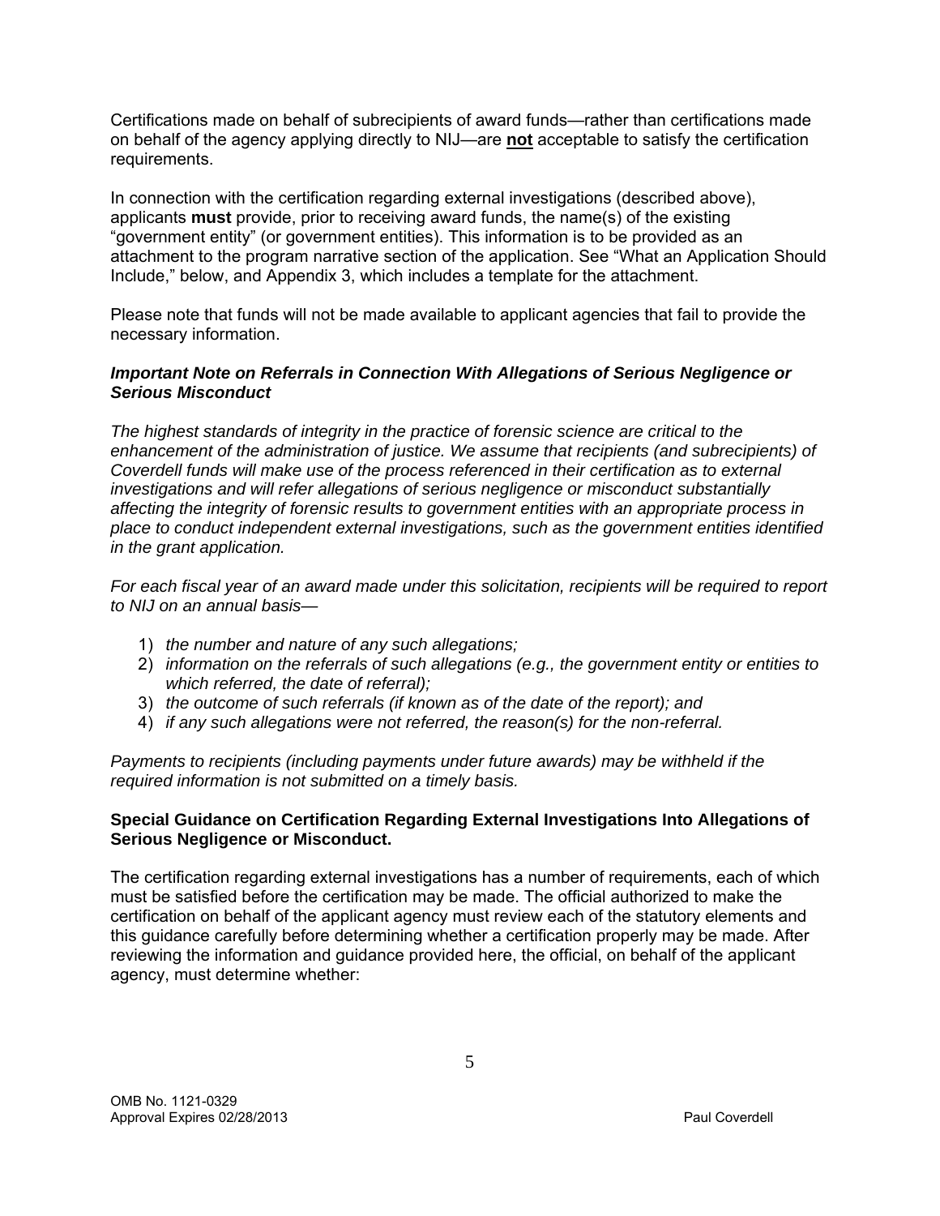Certifications made on behalf of subrecipients of award funds—rather than certifications made on behalf of the agency applying directly to NIJ—are **not** acceptable to satisfy the certification requirements.

In connection with the certification regarding external investigations (described above), applicants **must** provide, prior to receiving award funds, the name(s) of the existing "government entity" (or government entities). This information is to be provided as an attachment to the program narrative section of the application. See "What an Application Should Include," below, and Appendix 3, which includes a template for the attachment.

Please note that funds will not be made available to applicant agencies that fail to provide the necessary information.

***Important Note on Referrals in Connection With Allegations of Serious Negligence or Serious Misconduct***

*The highest standards of integrity in the practice of forensic science are critical to the enhancement of the administration of justice. We assume that recipients (and subrecipients) of Coverdell funds will make use of the process referenced in their certification as to external investigations and will refer allegations of serious negligence or misconduct substantially affecting the integrity of forensic results to government entities with an appropriate process in place to conduct independent external investigations, such as the government entities identified in the grant application.*

*For each fiscal year of an award made under this solicitation, recipients will be required to report to NIJ on an annual basis—*

1) *the number and nature of any such allegations;*
2) *information on the referrals of such allegations (e.g., the government entity or entities to which referred, the date of referral);*
3) *the outcome of such referrals (if known as of the date of the report); and*
4) *if any such allegations were not referred, the reason(s) for the non-referral.*

*Payments to recipients (including payments under future awards) may be withheld if the required information is not submitted on a timely basis.*

**Special Guidance on Certification Regarding External Investigations Into Allegations of Serious Negligence or Misconduct.**

The certification regarding external investigations has a number of requirements, each of which must be satisfied before the certification may be made. The official authorized to make the certification on behalf of the applicant agency must review each of the statutory elements and this guidance carefully before determining whether a certification properly may be made. After reviewing the information and guidance provided here, the official, on behalf of the applicant agency, must determine whether: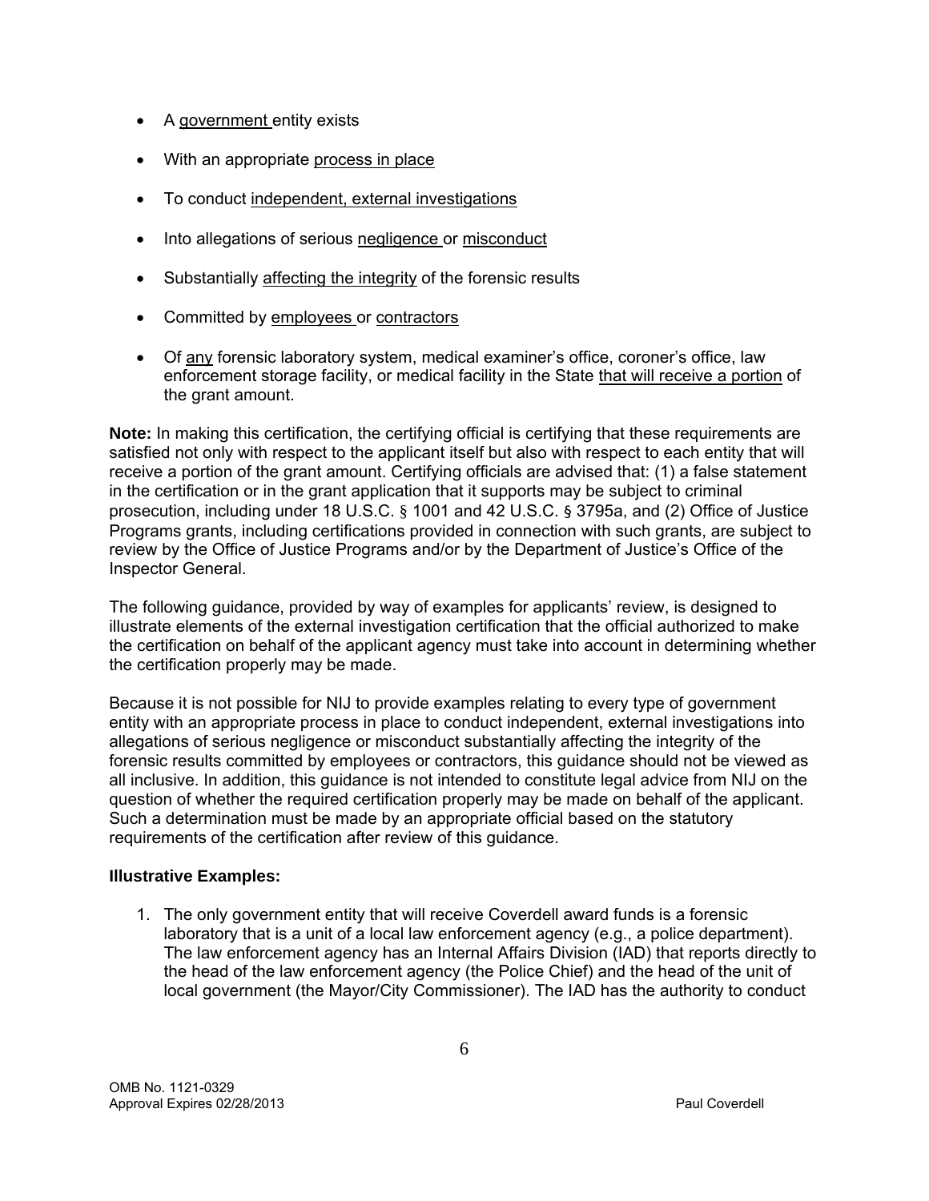- A government entity exists
- With an appropriate process in place
- To conduct independent, external investigations
- Into allegations of serious negligence or misconduct
- Substantially affecting the integrity of the forensic results
- Committed by employees or contractors
- Of any forensic laboratory system, medical examiner's office, coroner's office, law enforcement storage facility, or medical facility in the State that will receive a portion of the grant amount.

**Note:** In making this certification, the certifying official is certifying that these requirements are satisfied not only with respect to the applicant itself but also with respect to each entity that will receive a portion of the grant amount. Certifying officials are advised that: (1) a false statement in the certification or in the grant application that it supports may be subject to criminal prosecution, including under 18 U.S.C. § 1001 and 42 U.S.C. § 3795a, and (2) Office of Justice Programs grants, including certifications provided in connection with such grants, are subject to review by the Office of Justice Programs and/or by the Department of Justice's Office of the Inspector General.

The following guidance, provided by way of examples for applicants' review, is designed to illustrate elements of the external investigation certification that the official authorized to make the certification on behalf of the applicant agency must take into account in determining whether the certification properly may be made.

Because it is not possible for NIJ to provide examples relating to every type of government entity with an appropriate process in place to conduct independent, external investigations into allegations of serious negligence or misconduct substantially affecting the integrity of the forensic results committed by employees or contractors, this guidance should not be viewed as all inclusive. In addition, this guidance is not intended to constitute legal advice from NIJ on the question of whether the required certification properly may be made on behalf of the applicant. Such a determination must be made by an appropriate official based on the statutory requirements of the certification after review of this guidance.

**Illustrative Examples:**

1. The only government entity that will receive Coverdell award funds is a forensic laboratory that is a unit of a local law enforcement agency (e.g., a police department). The law enforcement agency has an Internal Affairs Division (IAD) that reports directly to the head of the law enforcement agency (the Police Chief) and the head of the unit of local government (the Mayor/City Commissioner). The IAD has the authority to conduct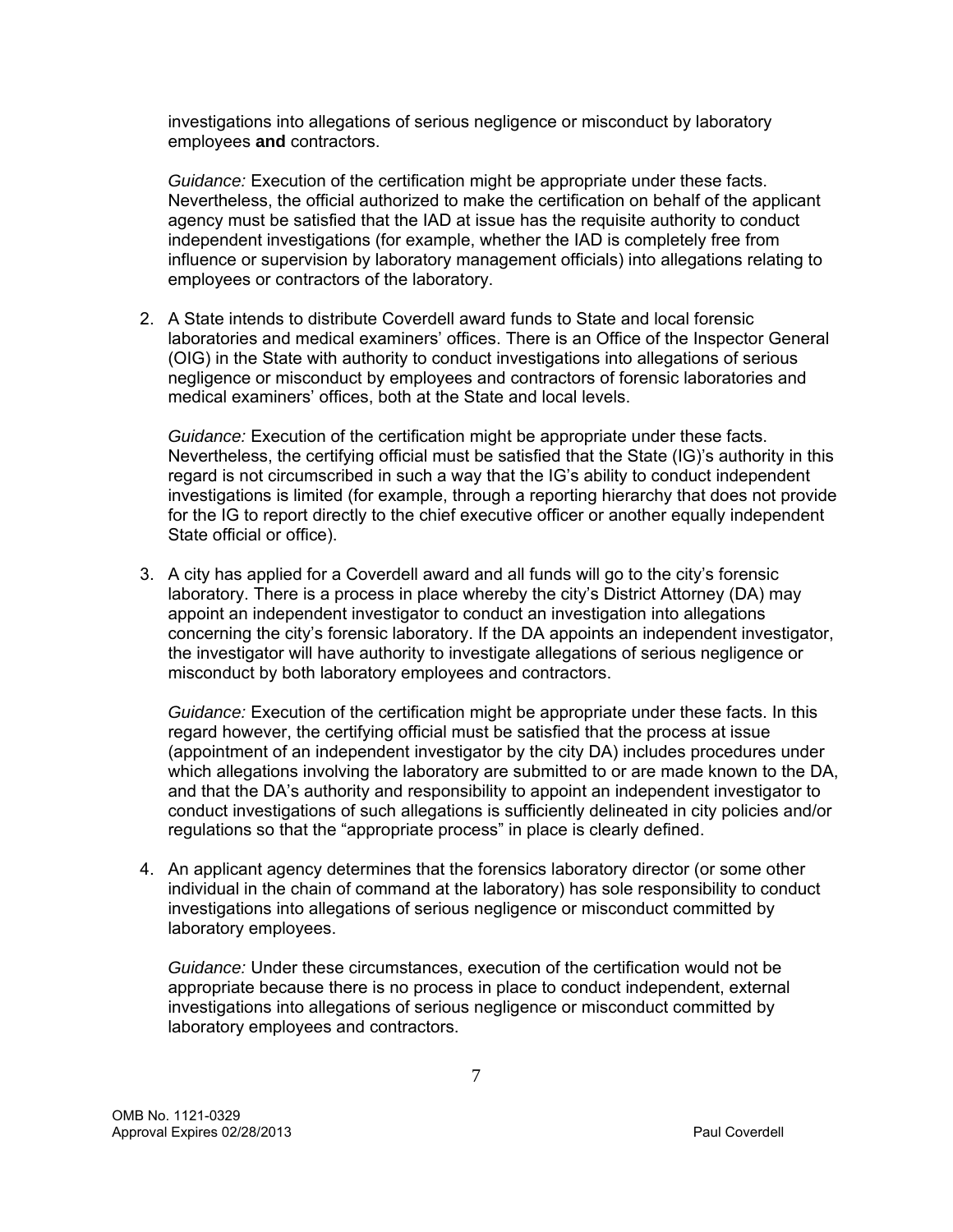investigations into allegations of serious negligence or misconduct by laboratory employees **and** contractors.

*Guidance:* Execution of the certification might be appropriate under these facts. Nevertheless, the official authorized to make the certification on behalf of the applicant agency must be satisfied that the IAD at issue has the requisite authority to conduct independent investigations (for example, whether the IAD is completely free from influence or supervision by laboratory management officials) into allegations relating to employees or contractors of the laboratory.

2. A State intends to distribute Coverdell award funds to State and local forensic laboratories and medical examiners' offices. There is an Office of the Inspector General (OIG) in the State with authority to conduct investigations into allegations of serious negligence or misconduct by employees and contractors of forensic laboratories and medical examiners' offices, both at the State and local levels.

   *Guidance:* Execution of the certification might be appropriate under these facts. Nevertheless, the certifying official must be satisfied that the State (IG)'s authority in this regard is not circumscribed in such a way that the IG's ability to conduct independent investigations is limited (for example, through a reporting hierarchy that does not provide for the IG to report directly to the chief executive officer or another equally independent State official or office).

3. A city has applied for a Coverdell award and all funds will go to the city's forensic laboratory. There is a process in place whereby the city's District Attorney (DA) may appoint an independent investigator to conduct an investigation into allegations concerning the city's forensic laboratory. If the DA appoints an independent investigator, the investigator will have authority to investigate allegations of serious negligence or misconduct by both laboratory employees and contractors.

   *Guidance:* Execution of the certification might be appropriate under these facts. In this regard however, the certifying official must be satisfied that the process at issue (appointment of an independent investigator by the city DA) includes procedures under which allegations involving the laboratory are submitted to or are made known to the DA, and that the DA's authority and responsibility to appoint an independent investigator to conduct investigations of such allegations is sufficiently delineated in city policies and/or regulations so that the "appropriate process" in place is clearly defined.

4. An applicant agency determines that the forensics laboratory director (or some other individual in the chain of command at the laboratory) has sole responsibility to conduct investigations into allegations of serious negligence or misconduct committed by laboratory employees.

   *Guidance:* Under these circumstances, execution of the certification would not be appropriate because there is no process in place to conduct independent, external investigations into allegations of serious negligence or misconduct committed by laboratory employees and contractors.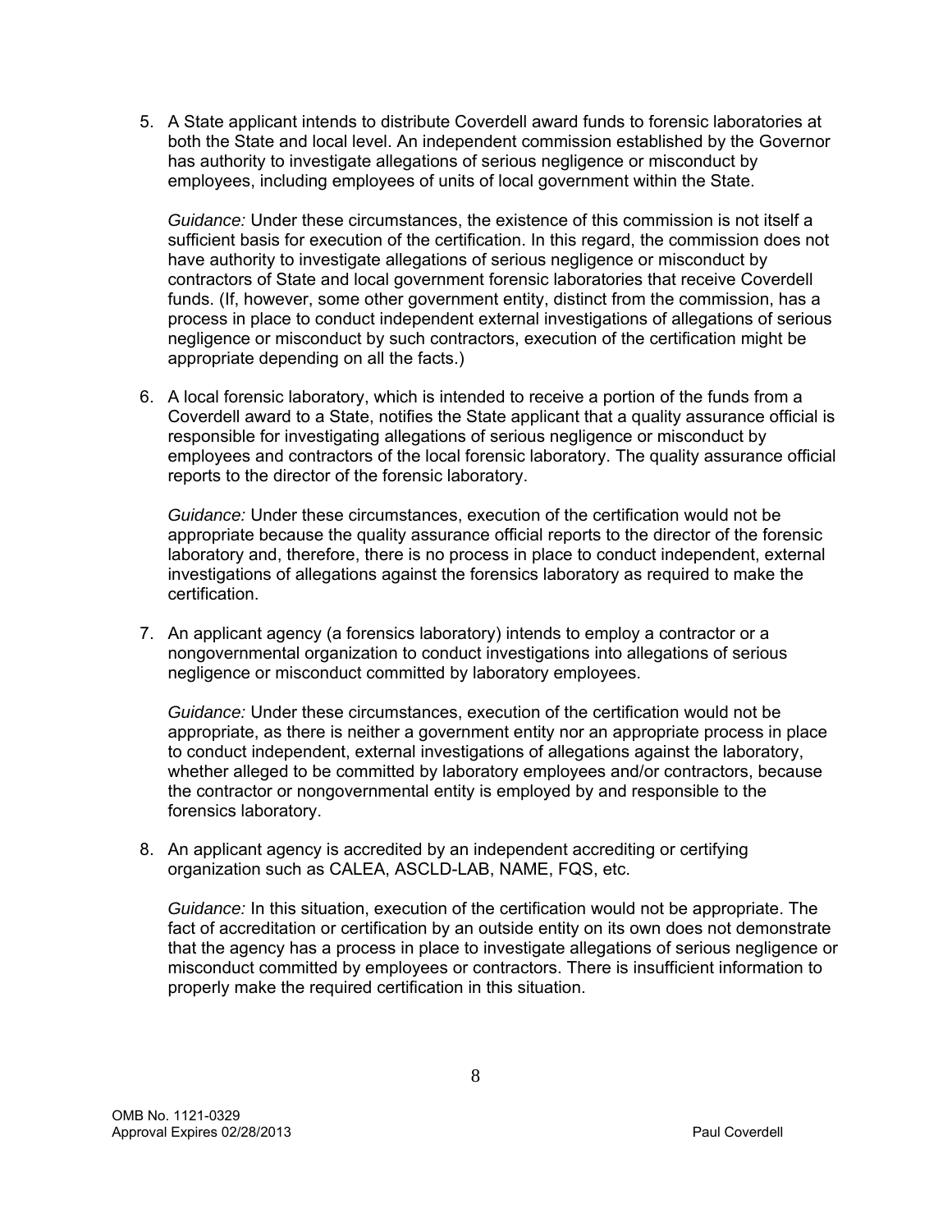5. A State applicant intends to distribute Coverdell award funds to forensic laboratories at both the State and local level. An independent commission established by the Governor has authority to investigate allegations of serious negligence or misconduct by employees, including employees of units of local government within the State.

   *Guidance:* Under these circumstances, the existence of this commission is not itself a sufficient basis for execution of the certification. In this regard, the commission does not have authority to investigate allegations of serious negligence or misconduct by contractors of State and local government forensic laboratories that receive Coverdell funds. (If, however, some other government entity, distinct from the commission, has a process in place to conduct independent external investigations of allegations of serious negligence or misconduct by such contractors, execution of the certification might be appropriate depending on all the facts.)

6. A local forensic laboratory, which is intended to receive a portion of the funds from a Coverdell award to a State, notifies the State applicant that a quality assurance official is responsible for investigating allegations of serious negligence or misconduct by employees and contractors of the local forensic laboratory. The quality assurance official reports to the director of the forensic laboratory.

   *Guidance:* Under these circumstances, execution of the certification would not be appropriate because the quality assurance official reports to the director of the forensic laboratory and, therefore, there is no process in place to conduct independent, external investigations of allegations against the forensics laboratory as required to make the certification.

7. An applicant agency (a forensics laboratory) intends to employ a contractor or a nongovernmental organization to conduct investigations into allegations of serious negligence or misconduct committed by laboratory employees.

   *Guidance:* Under these circumstances, execution of the certification would not be appropriate, as there is neither a government entity nor an appropriate process in place to conduct independent, external investigations of allegations against the laboratory, whether alleged to be committed by laboratory employees and/or contractors, because the contractor or nongovernmental entity is employed by and responsible to the forensics laboratory.

8. An applicant agency is accredited by an independent accrediting or certifying organization such as CALEA, ASCLD-LAB, NAME, FQS, etc.

   *Guidance:* In this situation, execution of the certification would not be appropriate. The fact of accreditation or certification by an outside entity on its own does not demonstrate that the agency has a process in place to investigate allegations of serious negligence or misconduct committed by employees or contractors. There is insufficient information to properly make the required certification in this situation.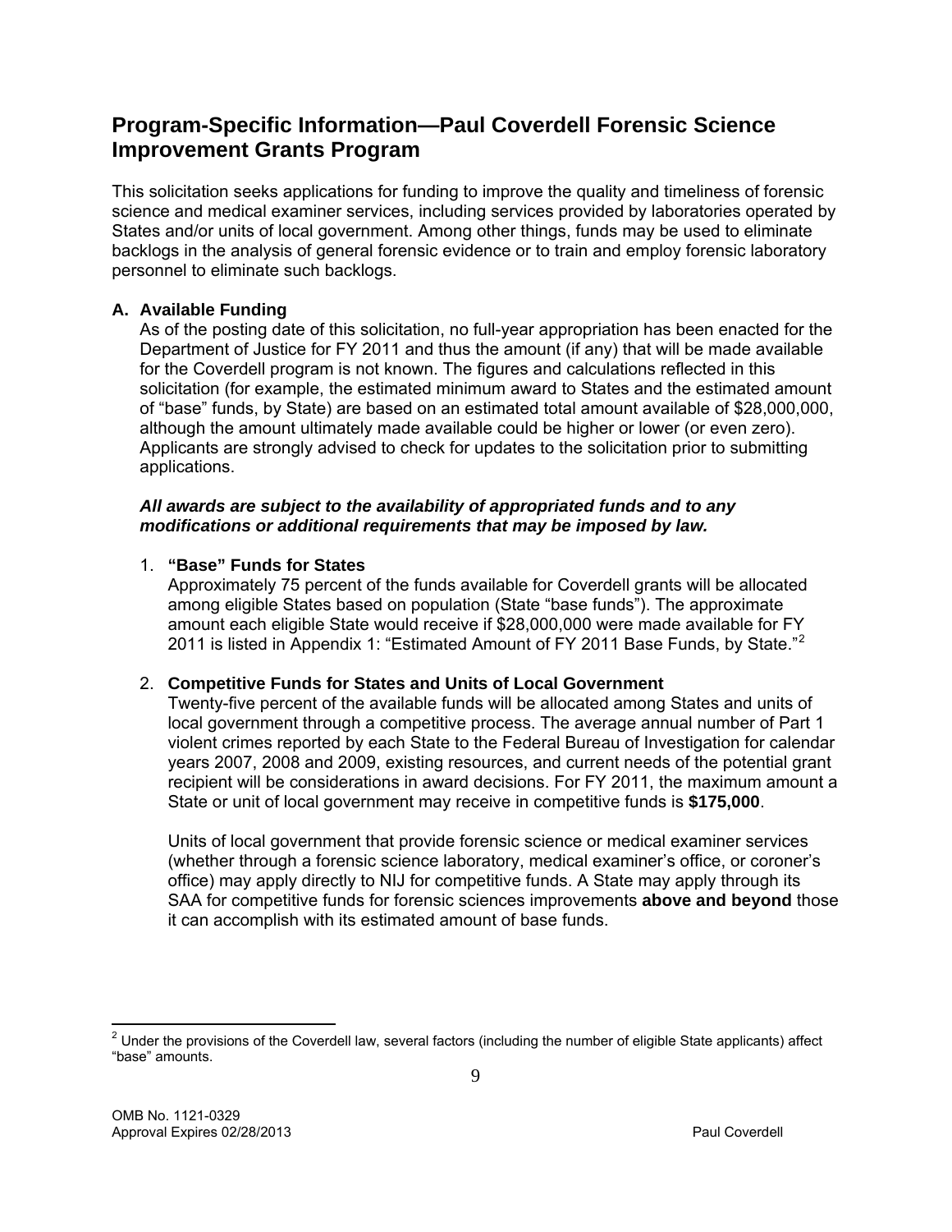## Program-Specific Information—Paul Coverdell Forensic Science Improvement Grants Program

This solicitation seeks applications for funding to improve the quality and timeliness of forensic science and medical examiner services, including services provided by laboratories operated by States and/or units of local government. Among other things, funds may be used to eliminate backlogs in the analysis of general forensic evidence or to train and employ forensic laboratory personnel to eliminate such backlogs.

### A. Available Funding

As of the posting date of this solicitation, no full-year appropriation has been enacted for the Department of Justice for FY 2011 and thus the amount (if any) that will be made available for the Coverdell program is not known. The figures and calculations reflected in this solicitation (for example, the estimated minimum award to States and the estimated amount of "base" funds, by State) are based on an estimated total amount available of $28,000,000, although the amount ultimately made available could be higher or lower (or even zero). Applicants are strongly advised to check for updates to the solicitation prior to submitting applications.

***All awards are subject to the availability of appropriated funds and to any modifications or additional requirements that may be imposed by law.***

1. **"Base" Funds for States**
   Approximately 75 percent of the funds available for Coverdell grants will be allocated among eligible States based on population (State "base funds"). The approximate amount each eligible State would receive if $28,000,000 were made available for FY 2011 is listed in Appendix 1: "Estimated Amount of FY 2011 Base Funds, by State."[2]

2. **Competitive Funds for States and Units of Local Government**
   Twenty-five percent of the available funds will be allocated among States and units of local government through a competitive process. The average annual number of Part 1 violent crimes reported by each State to the Federal Bureau of Investigation for calendar years 2007, 2008 and 2009, existing resources, and current needs of the potential grant recipient will be considerations in award decisions. For FY 2011, the maximum amount a State or unit of local government may receive in competitive funds is **$175,000**.

   Units of local government that provide forensic science or medical examiner services (whether through a forensic science laboratory, medical examiner's office, or coroner's office) may apply directly to NIJ for competitive funds. A State may apply through its SAA for competitive funds for forensic sciences improvements **above and beyond** those it can accomplish with its estimated amount of base funds.

[2] Under the provisions of the Coverdell law, several factors (including the number of eligible State applicants) affect "base" amounts.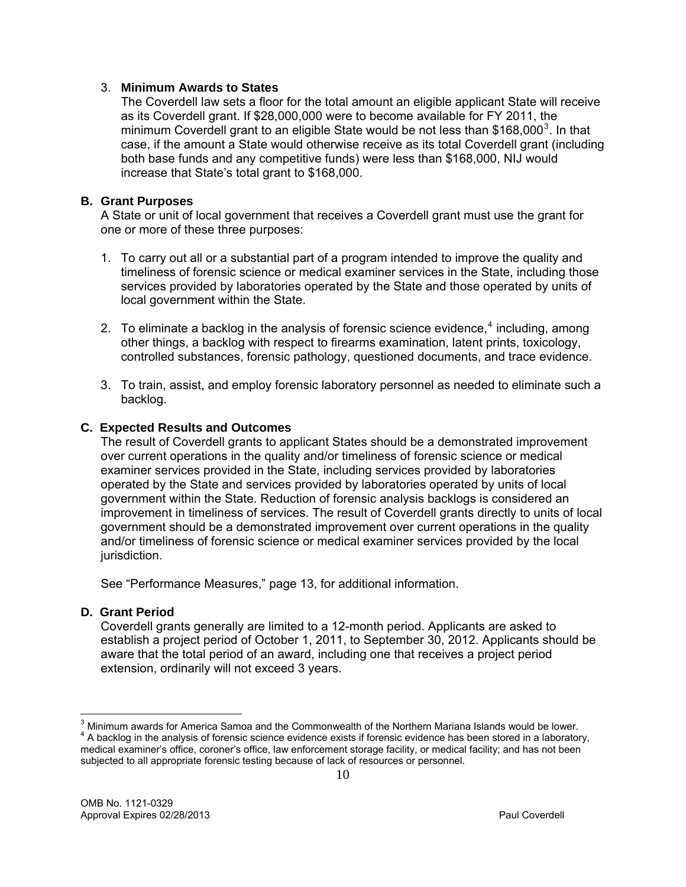3. **Minimum Awards to States**

   The Coverdell law sets a floor for the total amount an eligible applicant State will receive as its Coverdell grant. If $28,000,000 were to become available for FY 2011, the minimum Coverdell grant to an eligible State would be not less than $168,000[3]. In that case, if the amount a State would otherwise receive as its total Coverdell grant (including both base funds and any competitive funds) were less than $168,000, NIJ would increase that State's total grant to $168,000.

### B. Grant Purposes

A State or unit of local government that receives a Coverdell grant must use the grant for one or more of these three purposes:

1. To carry out all or a substantial part of a program intended to improve the quality and timeliness of forensic science or medical examiner services in the State, including those services provided by laboratories operated by the State and those operated by units of local government within the State.

2. To eliminate a backlog in the analysis of forensic science evidence,[4] including, among other things, a backlog with respect to firearms examination, latent prints, toxicology, controlled substances, forensic pathology, questioned documents, and trace evidence.

3. To train, assist, and employ forensic laboratory personnel as needed to eliminate such a backlog.

### C. Expected Results and Outcomes

The result of Coverdell grants to applicant States should be a demonstrated improvement over current operations in the quality and/or timeliness of forensic science or medical examiner services provided in the State, including services provided by laboratories operated by the State and services provided by laboratories operated by units of local government within the State. Reduction of forensic analysis backlogs is considered an improvement in timeliness of services. The result of Coverdell grants directly to units of local government should be a demonstrated improvement over current operations in the quality and/or timeliness of forensic science or medical examiner services provided by the local jurisdiction.

See "Performance Measures," page 13, for additional information.

### D. Grant Period

Coverdell grants generally are limited to a 12-month period. Applicants are asked to establish a project period of October 1, 2011, to September 30, 2012. Applicants should be aware that the total period of an award, including one that receives a project period extension, ordinarily will not exceed 3 years.

---

[3] Minimum awards for America Samoa and the Commonwealth of the Northern Mariana Islands would be lower.

[4] A backlog in the analysis of forensic science evidence exists if forensic evidence has been stored in a laboratory, medical examiner's office, coroner's office, law enforcement storage facility, or medical facility; and has not been subjected to all appropriate forensic testing because of lack of resources or personnel.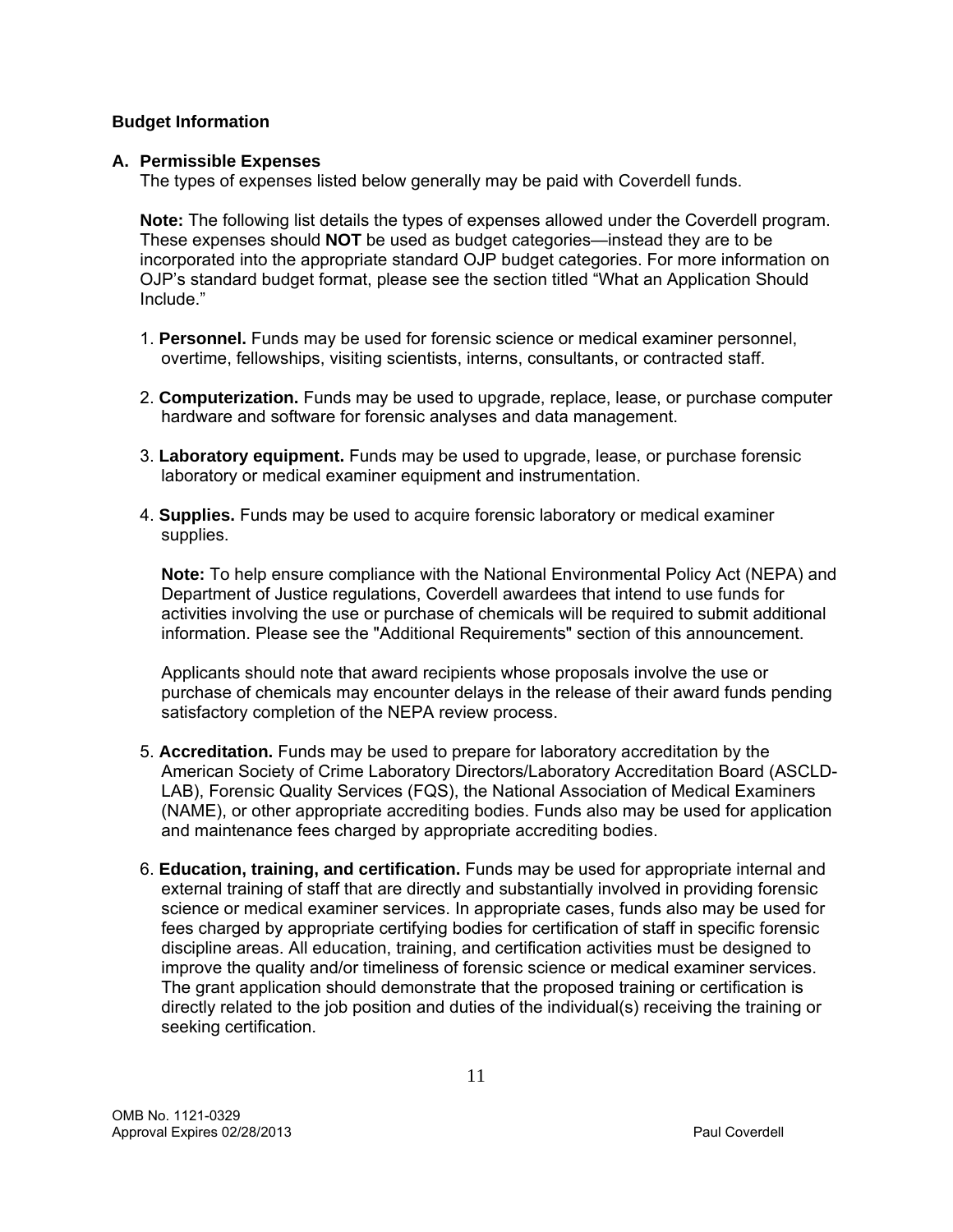**Budget Information**

**A. Permissible Expenses**

The types of expenses listed below generally may be paid with Coverdell funds.

**Note:** The following list details the types of expenses allowed under the Coverdell program. These expenses should **NOT** be used as budget categories—instead they are to be incorporated into the appropriate standard OJP budget categories. For more information on OJP's standard budget format, please see the section titled "What an Application Should Include."

1. **Personnel.** Funds may be used for forensic science or medical examiner personnel, overtime, fellowships, visiting scientists, interns, consultants, or contracted staff.

2. **Computerization.** Funds may be used to upgrade, replace, lease, or purchase computer hardware and software for forensic analyses and data management.

3. **Laboratory equipment.** Funds may be used to upgrade, lease, or purchase forensic laboratory or medical examiner equipment and instrumentation.

4. **Supplies.** Funds may be used to acquire forensic laboratory or medical examiner supplies.

   **Note:** To help ensure compliance with the National Environmental Policy Act (NEPA) and Department of Justice regulations, Coverdell awardees that intend to use funds for activities involving the use or purchase of chemicals will be required to submit additional information. Please see the "Additional Requirements" section of this announcement.

   Applicants should note that award recipients whose proposals involve the use or purchase of chemicals may encounter delays in the release of their award funds pending satisfactory completion of the NEPA review process.

5. **Accreditation.** Funds may be used to prepare for laboratory accreditation by the American Society of Crime Laboratory Directors/Laboratory Accreditation Board (ASCLD-LAB), Forensic Quality Services (FQS), the National Association of Medical Examiners (NAME), or other appropriate accrediting bodies. Funds also may be used for application and maintenance fees charged by appropriate accrediting bodies.

6. **Education, training, and certification.** Funds may be used for appropriate internal and external training of staff that are directly and substantially involved in providing forensic science or medical examiner services. In appropriate cases, funds also may be used for fees charged by appropriate certifying bodies for certification of staff in specific forensic discipline areas. All education, training, and certification activities must be designed to improve the quality and/or timeliness of forensic science or medical examiner services. The grant application should demonstrate that the proposed training or certification is directly related to the job position and duties of the individual(s) receiving the training or seeking certification.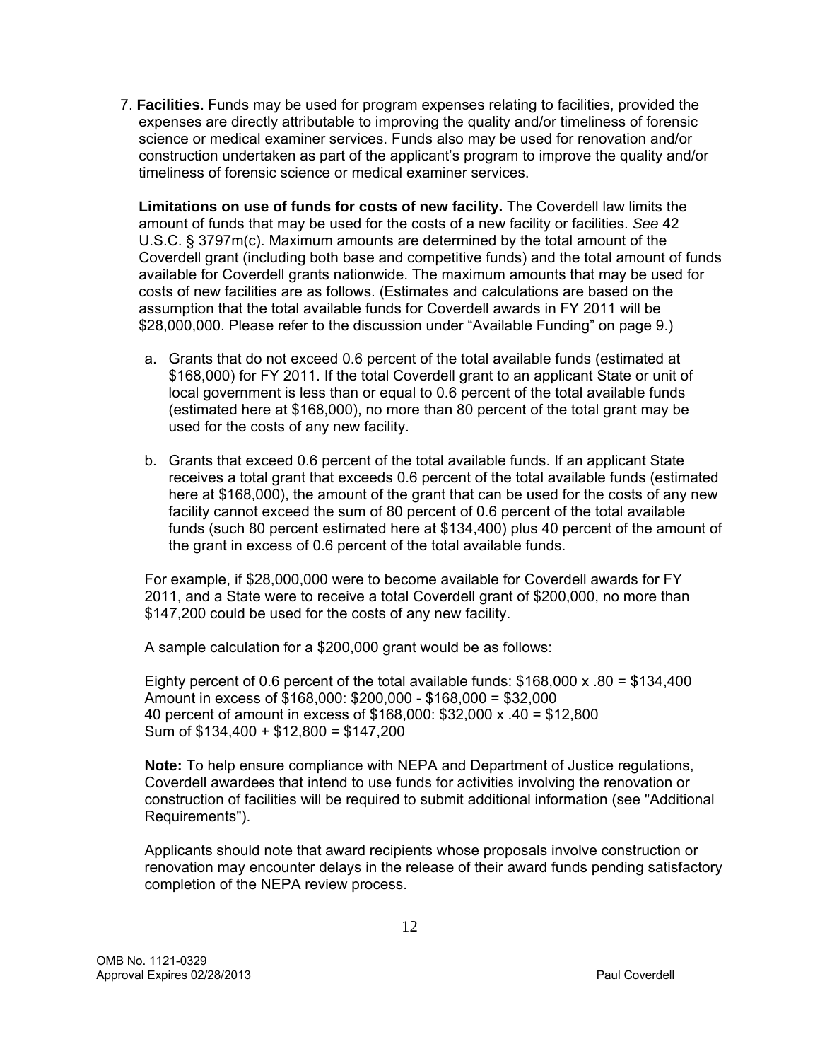7. **Facilities.** Funds may be used for program expenses relating to facilities, provided the expenses are directly attributable to improving the quality and/or timeliness of forensic science or medical examiner services. Funds also may be used for renovation and/or construction undertaken as part of the applicant's program to improve the quality and/or timeliness of forensic science or medical examiner services.

   **Limitations on use of funds for costs of new facility.** The Coverdell law limits the amount of funds that may be used for the costs of a new facility or facilities. *See* 42 U.S.C. § 3797m(c). Maximum amounts are determined by the total amount of the Coverdell grant (including both base and competitive funds) and the total amount of funds available for Coverdell grants nationwide. The maximum amounts that may be used for costs of new facilities are as follows. (Estimates and calculations are based on the assumption that the total available funds for Coverdell awards in FY 2011 will be $28,000,000. Please refer to the discussion under "Available Funding" on page 9.)

   a. Grants that do not exceed 0.6 percent of the total available funds (estimated at $168,000) for FY 2011. If the total Coverdell grant to an applicant State or unit of local government is less than or equal to 0.6 percent of the total available funds (estimated here at $168,000), no more than 80 percent of the total grant may be used for the costs of any new facility.

   b. Grants that exceed 0.6 percent of the total available funds. If an applicant State receives a total grant that exceeds 0.6 percent of the total available funds (estimated here at $168,000), the amount of the grant that can be used for the costs of any new facility cannot exceed the sum of 80 percent of 0.6 percent of the total available funds (such 80 percent estimated here at $134,400) plus 40 percent of the amount of the grant in excess of 0.6 percent of the total available funds.

   For example, if $28,000,000 were to become available for Coverdell awards for FY 2011, and a State were to receive a total Coverdell grant of $200,000, no more than $147,200 could be used for the costs of any new facility.

   A sample calculation for a $200,000 grant would be as follows:

   Eighty percent of 0.6 percent of the total available funds: $168,000 x .80 = $134,400
   Amount in excess of $168,000: $200,000 - $168,000 = $32,000
   40 percent of amount in excess of $168,000: $32,000 x .40 = $12,800
   Sum of $134,400 + $12,800 = $147,200

   **Note:** To help ensure compliance with NEPA and Department of Justice regulations, Coverdell awardees that intend to use funds for activities involving the renovation or construction of facilities will be required to submit additional information (see "Additional Requirements").

   Applicants should note that award recipients whose proposals involve construction or renovation may encounter delays in the release of their award funds pending satisfactory completion of the NEPA review process.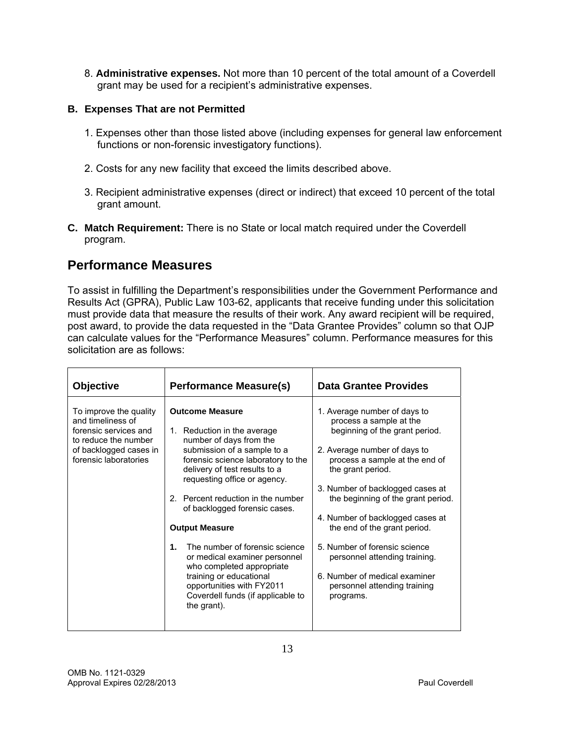8. **Administrative expenses.** Not more than 10 percent of the total amount of a Coverdell grant may be used for a recipient's administrative expenses.

**B. Expenses That are not Permitted**

1. Expenses other than those listed above (including expenses for general law enforcement functions or non-forensic investigatory functions).

2. Costs for any new facility that exceed the limits described above.

3. Recipient administrative expenses (direct or indirect) that exceed 10 percent of the total grant amount.

**C. Match Requirement:** There is no State or local match required under the Coverdell program.

## Performance Measures

To assist in fulfilling the Department's responsibilities under the Government Performance and Results Act (GPRA), Public Law 103-62, applicants that receive funding under this solicitation must provide data that measure the results of their work. Any award recipient will be required, post award, to provide the data requested in the "Data Grantee Provides" column so that OJP can calculate values for the "Performance Measures" column. Performance measures for this solicitation are as follows:

| Objective | Performance Measure(s) | Data Grantee Provides |
|---|---|---|
| To improve the quality and timeliness of forensic services and to reduce the number of backlogged cases in forensic laboratories | **Outcome Measure**<br><br>1. Reduction in the average number of days from the submission of a sample to a forensic science laboratory to the delivery of test results to a requesting office or agency.<br><br>2. Percent reduction in the number of backlogged forensic cases.<br><br>**Output Measure**<br><br>**1.** The number of forensic science or medical examiner personnel who completed appropriate training or educational opportunities with FY2011 Coverdell funds (if applicable to the grant). | 1. Average number of days to process a sample at the beginning of the grant period.<br><br>2. Average number of days to process a sample at the end of the grant period.<br><br>3. Number of backlogged cases at the beginning of the grant period.<br><br>4. Number of backlogged cases at the end of the grant period.<br><br>5. Number of forensic science personnel attending training.<br><br>6. Number of medical examiner personnel attending training programs. |

OMB No. 1121-0329
Approval Expires 02/28/2013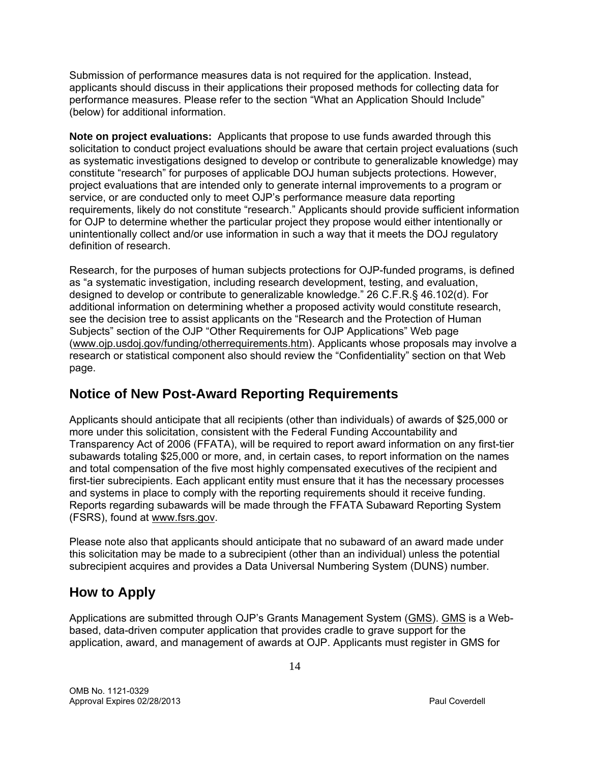Submission of performance measures data is not required for the application. Instead, applicants should discuss in their applications their proposed methods for collecting data for performance measures. Please refer to the section "What an Application Should Include" (below) for additional information.

**Note on project evaluations:** Applicants that propose to use funds awarded through this solicitation to conduct project evaluations should be aware that certain project evaluations (such as systematic investigations designed to develop or contribute to generalizable knowledge) may constitute "research" for purposes of applicable DOJ human subjects protections. However, project evaluations that are intended only to generate internal improvements to a program or service, or are conducted only to meet OJP's performance measure data reporting requirements, likely do not constitute "research." Applicants should provide sufficient information for OJP to determine whether the particular project they propose would either intentionally or unintentionally collect and/or use information in such a way that it meets the DOJ regulatory definition of research.

Research, for the purposes of human subjects protections for OJP-funded programs, is defined as "a systematic investigation, including research development, testing, and evaluation, designed to develop or contribute to generalizable knowledge." 26 C.F.R.§ 46.102(d). For additional information on determining whether a proposed activity would constitute research, see the decision tree to assist applicants on the "Research and the Protection of Human Subjects" section of the OJP "Other Requirements for OJP Applications" Web page (www.ojp.usdoj.gov/funding/otherrequirements.htm). Applicants whose proposals may involve a research or statistical component also should review the "Confidentiality" section on that Web page.

## Notice of New Post-Award Reporting Requirements

Applicants should anticipate that all recipients (other than individuals) of awards of $25,000 or more under this solicitation, consistent with the Federal Funding Accountability and Transparency Act of 2006 (FFATA), will be required to report award information on any first-tier subawards totaling $25,000 or more, and, in certain cases, to report information on the names and total compensation of the five most highly compensated executives of the recipient and first-tier subrecipients. Each applicant entity must ensure that it has the necessary processes and systems in place to comply with the reporting requirements should it receive funding. Reports regarding subawards will be made through the FFATA Subaward Reporting System (FSRS), found at www.fsrs.gov.

Please note also that applicants should anticipate that no subaward of an award made under this solicitation may be made to a subrecipient (other than an individual) unless the potential subrecipient acquires and provides a Data Universal Numbering System (DUNS) number.

## How to Apply

Applications are submitted through OJP's Grants Management System (GMS). GMS is a Web-based, data-driven computer application that provides cradle to grave support for the application, award, and management of awards at OJP. Applicants must register in GMS for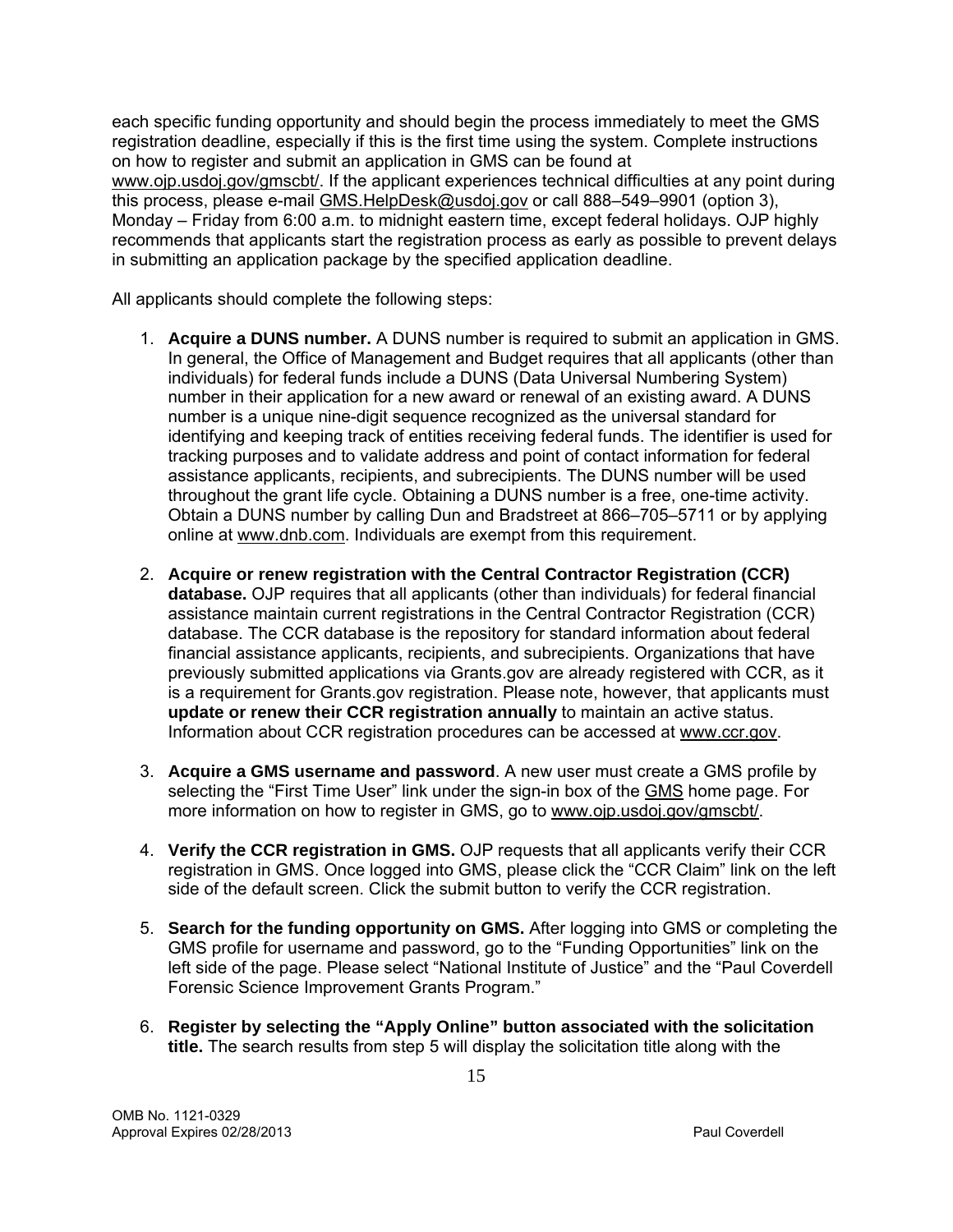each specific funding opportunity and should begin the process immediately to meet the GMS registration deadline, especially if this is the first time using the system. Complete instructions on how to register and submit an application in GMS can be found at www.ojp.usdoj.gov/gmscbt/. If the applicant experiences technical difficulties at any point during this process, please e-mail GMS.HelpDesk@usdoj.gov or call 888–549–9901 (option 3), Monday – Friday from 6:00 a.m. to midnight eastern time, except federal holidays. OJP highly recommends that applicants start the registration process as early as possible to prevent delays in submitting an application package by the specified application deadline.

All applicants should complete the following steps:

1. **Acquire a DUNS number.** A DUNS number is required to submit an application in GMS. In general, the Office of Management and Budget requires that all applicants (other than individuals) for federal funds include a DUNS (Data Universal Numbering System) number in their application for a new award or renewal of an existing award. A DUNS number is a unique nine-digit sequence recognized as the universal standard for identifying and keeping track of entities receiving federal funds. The identifier is used for tracking purposes and to validate address and point of contact information for federal assistance applicants, recipients, and subrecipients. The DUNS number will be used throughout the grant life cycle. Obtaining a DUNS number is a free, one-time activity. Obtain a DUNS number by calling Dun and Bradstreet at 866–705–5711 or by applying online at www.dnb.com. Individuals are exempt from this requirement.

2. **Acquire or renew registration with the Central Contractor Registration (CCR) database.** OJP requires that all applicants (other than individuals) for federal financial assistance maintain current registrations in the Central Contractor Registration (CCR) database. The CCR database is the repository for standard information about federal financial assistance applicants, recipients, and subrecipients. Organizations that have previously submitted applications via Grants.gov are already registered with CCR, as it is a requirement for Grants.gov registration. Please note, however, that applicants must **update or renew their CCR registration annually** to maintain an active status. Information about CCR registration procedures can be accessed at www.ccr.gov.

3. **Acquire a GMS username and password**. A new user must create a GMS profile by selecting the "First Time User" link under the sign-in box of the GMS home page. For more information on how to register in GMS, go to www.ojp.usdoj.gov/gmscbt/.

4. **Verify the CCR registration in GMS.** OJP requests that all applicants verify their CCR registration in GMS. Once logged into GMS, please click the "CCR Claim" link on the left side of the default screen. Click the submit button to verify the CCR registration.

5. **Search for the funding opportunity on GMS.** After logging into GMS or completing the GMS profile for username and password, go to the "Funding Opportunities" link on the left side of the page. Please select "National Institute of Justice" and the "Paul Coverdell Forensic Science Improvement Grants Program."

6. **Register by selecting the "Apply Online" button associated with the solicitation title.** The search results from step 5 will display the solicitation title along with the

OMB No. 1121-0329
Approval Expires 02/28/2013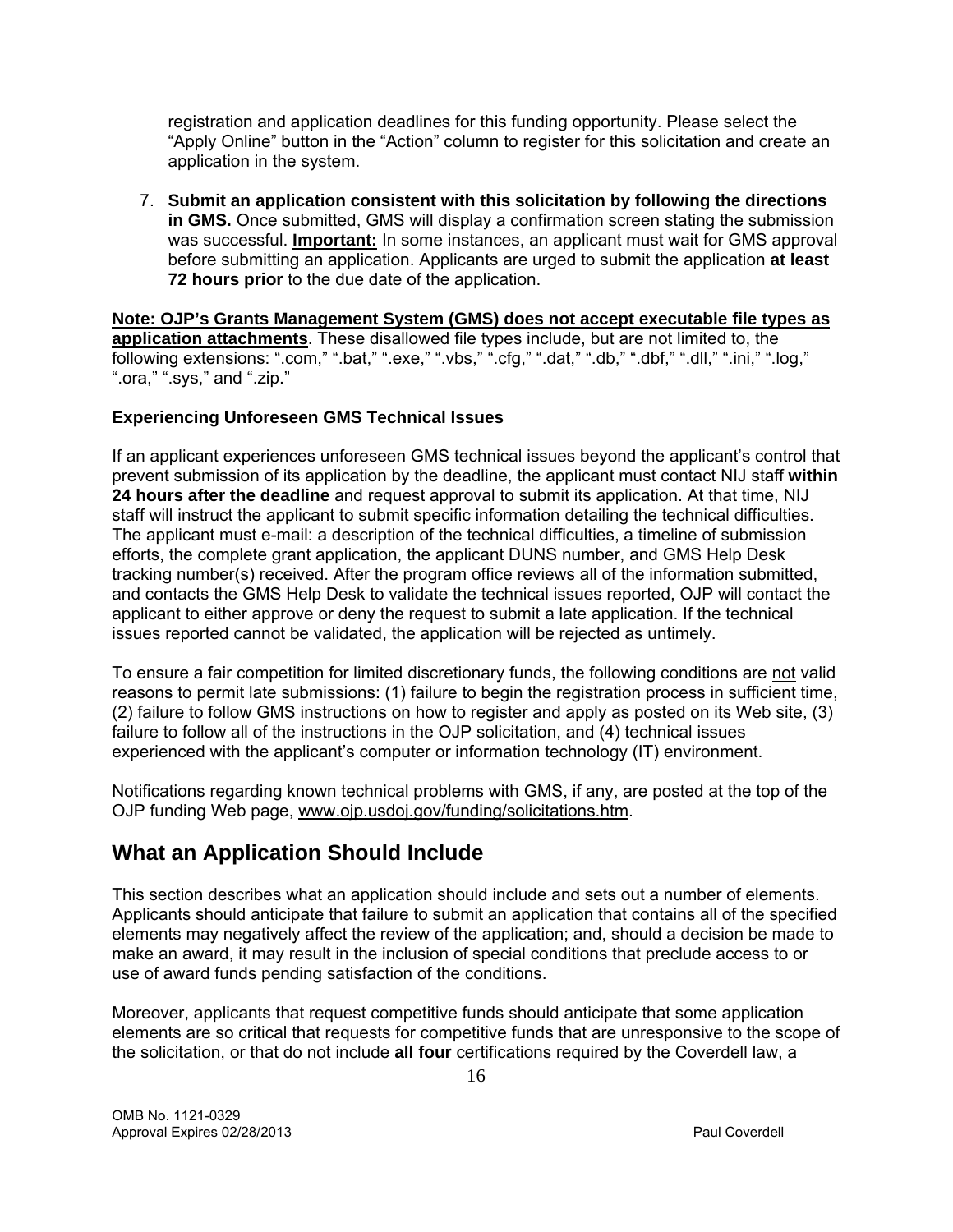registration and application deadlines for this funding opportunity. Please select the "Apply Online" button in the "Action" column to register for this solicitation and create an application in the system.

7. **Submit an application consistent with this solicitation by following the directions in GMS.** Once submitted, GMS will display a confirmation screen stating the submission was successful. **Important:** In some instances, an applicant must wait for GMS approval before submitting an application. Applicants are urged to submit the application **at least 72 hours prior** to the due date of the application.

**Note: OJP's Grants Management System (GMS) does not accept executable file types as application attachments**. These disallowed file types include, but are not limited to, the following extensions: ".com," ".bat," ".exe," ".vbs," ".cfg," ".dat," ".db," ".dbf," ".dll," ".ini," ".log," ".ora," ".sys," and ".zip."

**Experiencing Unforeseen GMS Technical Issues**

If an applicant experiences unforeseen GMS technical issues beyond the applicant's control that prevent submission of its application by the deadline, the applicant must contact NIJ staff **within 24 hours after the deadline** and request approval to submit its application. At that time, NIJ staff will instruct the applicant to submit specific information detailing the technical difficulties. The applicant must e-mail: a description of the technical difficulties, a timeline of submission efforts, the complete grant application, the applicant DUNS number, and GMS Help Desk tracking number(s) received. After the program office reviews all of the information submitted, and contacts the GMS Help Desk to validate the technical issues reported, OJP will contact the applicant to either approve or deny the request to submit a late application. If the technical issues reported cannot be validated, the application will be rejected as untimely.

To ensure a fair competition for limited discretionary funds, the following conditions are not valid reasons to permit late submissions: (1) failure to begin the registration process in sufficient time, (2) failure to follow GMS instructions on how to register and apply as posted on its Web site, (3) failure to follow all of the instructions in the OJP solicitation, and (4) technical issues experienced with the applicant's computer or information technology (IT) environment.

Notifications regarding known technical problems with GMS, if any, are posted at the top of the OJP funding Web page, www.ojp.usdoj.gov/funding/solicitations.htm.

## What an Application Should Include

This section describes what an application should include and sets out a number of elements. Applicants should anticipate that failure to submit an application that contains all of the specified elements may negatively affect the review of the application; and, should a decision be made to make an award, it may result in the inclusion of special conditions that preclude access to or use of award funds pending satisfaction of the conditions.

Moreover, applicants that request competitive funds should anticipate that some application elements are so critical that requests for competitive funds that are unresponsive to the scope of the solicitation, or that do not include **all four** certifications required by the Coverdell law, a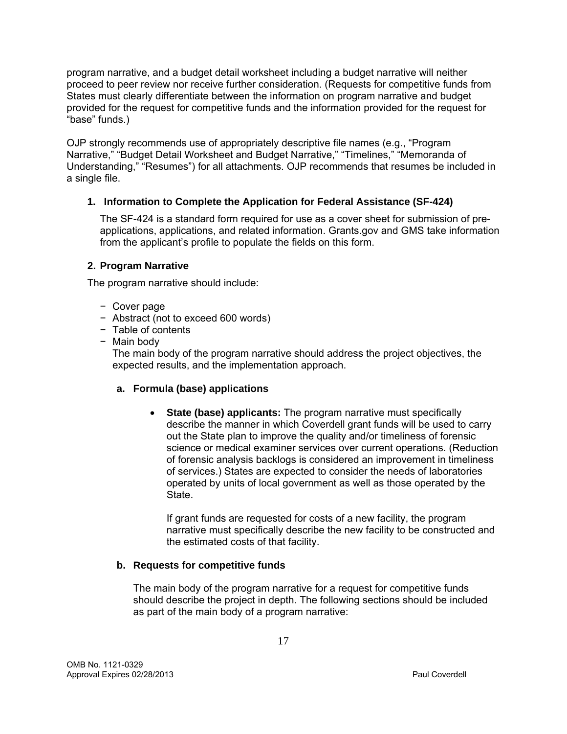program narrative, and a budget detail worksheet including a budget narrative will neither proceed to peer review nor receive further consideration. (Requests for competitive funds from States must clearly differentiate between the information on program narrative and budget provided for the request for competitive funds and the information provided for the request for "base" funds.)

OJP strongly recommends use of appropriately descriptive file names (e.g., "Program Narrative," "Budget Detail Worksheet and Budget Narrative," "Timelines," "Memoranda of Understanding," "Resumes") for all attachments. OJP recommends that resumes be included in a single file.

### 1. Information to Complete the Application for Federal Assistance (SF-424)

The SF-424 is a standard form required for use as a cover sheet for submission of pre-applications, applications, and related information. Grants.gov and GMS take information from the applicant's profile to populate the fields on this form.

### 2. Program Narrative

The program narrative should include:

- Cover page
- Abstract (not to exceed 600 words)
- Table of contents
- Main body
  The main body of the program narrative should address the project objectives, the expected results, and the implementation approach.

#### a. Formula (base) applications

- **State (base) applicants:** The program narrative must specifically describe the manner in which Coverdell grant funds will be used to carry out the State plan to improve the quality and/or timeliness of forensic science or medical examiner services over current operations. (Reduction of forensic analysis backlogs is considered an improvement in timeliness of services.) States are expected to consider the needs of laboratories operated by units of local government as well as those operated by the State.

  If grant funds are requested for costs of a new facility, the program narrative must specifically describe the new facility to be constructed and the estimated costs of that facility.

#### b. Requests for competitive funds

The main body of the program narrative for a request for competitive funds should describe the project in depth. The following sections should be included as part of the main body of a program narrative: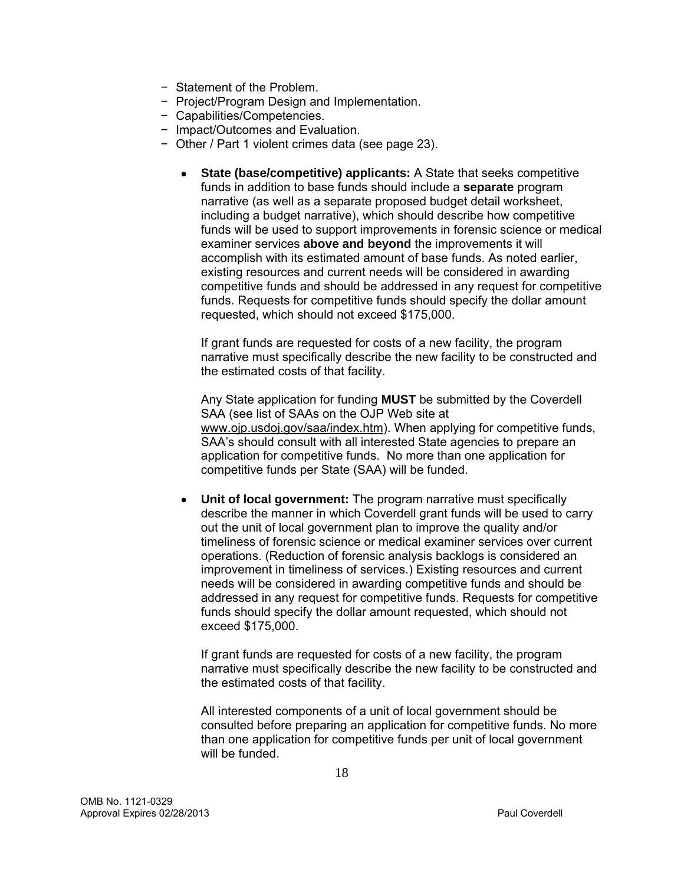- Statement of the Problem.
- Project/Program Design and Implementation.
- Capabilities/Competencies.
- Impact/Outcomes and Evaluation.
- Other / Part 1 violent crimes data (see page 23).

  - **State (base/competitive) applicants:** A State that seeks competitive funds in addition to base funds should include a **separate** program narrative (as well as a separate proposed budget detail worksheet, including a budget narrative), which should describe how competitive funds will be used to support improvements in forensic science or medical examiner services **above and beyond** the improvements it will accomplish with its estimated amount of base funds. As noted earlier, existing resources and current needs will be considered in awarding competitive funds and should be addressed in any request for competitive funds. Requests for competitive funds should specify the dollar amount requested, which should not exceed $175,000.

    If grant funds are requested for costs of a new facility, the program narrative must specifically describe the new facility to be constructed and the estimated costs of that facility.

    Any State application for funding **MUST** be submitted by the Coverdell SAA (see list of SAAs on the OJP Web site at www.ojp.usdoj.gov/saa/index.htm). When applying for competitive funds, SAA's should consult with all interested State agencies to prepare an application for competitive funds. No more than one application for competitive funds per State (SAA) will be funded.

  - **Unit of local government:** The program narrative must specifically describe the manner in which Coverdell grant funds will be used to carry out the unit of local government plan to improve the quality and/or timeliness of forensic science or medical examiner services over current operations. (Reduction of forensic analysis backlogs is considered an improvement in timeliness of services.) Existing resources and current needs will be considered in awarding competitive funds and should be addressed in any request for competitive funds. Requests for competitive funds should specify the dollar amount requested, which should not exceed $175,000.

    If grant funds are requested for costs of a new facility, the program narrative must specifically describe the new facility to be constructed and the estimated costs of that facility.

    All interested components of a unit of local government should be consulted before preparing an application for competitive funds. No more than one application for competitive funds per unit of local government will be funded.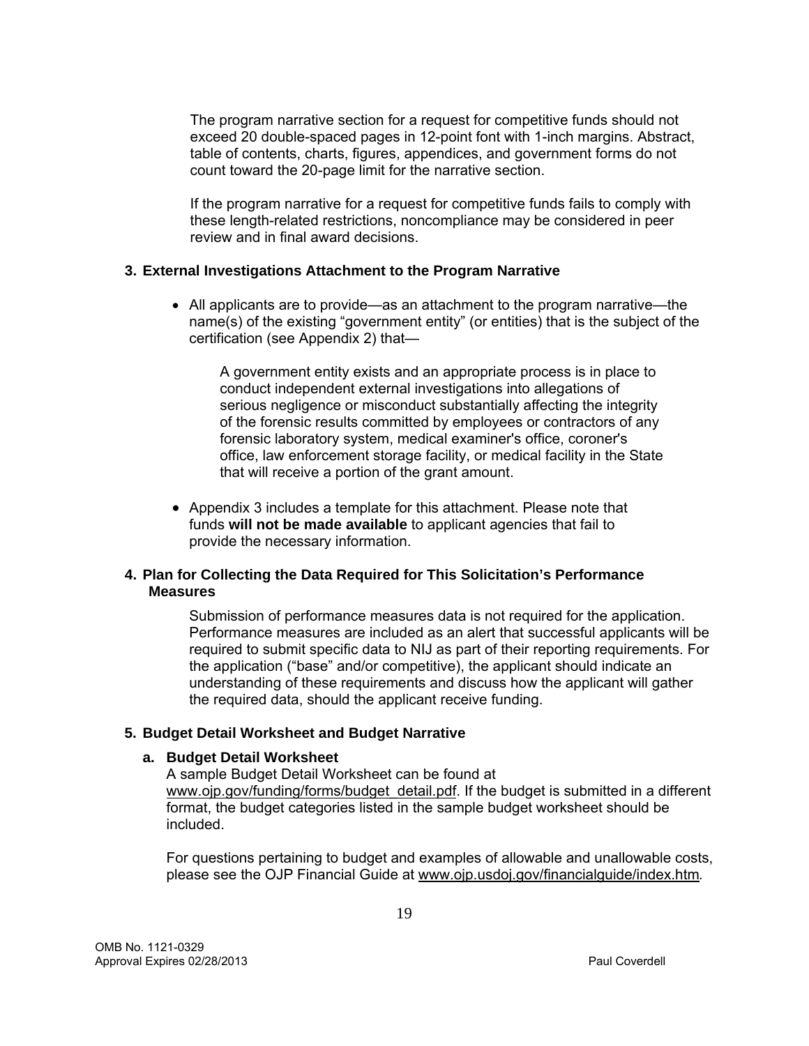The program narrative section for a request for competitive funds should not exceed 20 double-spaced pages in 12-point font with 1-inch margins. Abstract, table of contents, charts, figures, appendices, and government forms do not count toward the 20-page limit for the narrative section.

If the program narrative for a request for competitive funds fails to comply with these length-related restrictions, noncompliance may be considered in peer review and in final award decisions.

### 3. External Investigations Attachment to the Program Narrative

- All applicants are to provide—as an attachment to the program narrative—the name(s) of the existing "government entity" (or entities) that is the subject of the certification (see Appendix 2) that—

  > A government entity exists and an appropriate process is in place to conduct independent external investigations into allegations of serious negligence or misconduct substantially affecting the integrity of the forensic results committed by employees or contractors of any forensic laboratory system, medical examiner's office, coroner's office, law enforcement storage facility, or medical facility in the State that will receive a portion of the grant amount.

- Appendix 3 includes a template for this attachment. Please note that funds **will not be made available** to applicant agencies that fail to provide the necessary information.

### 4. Plan for Collecting the Data Required for This Solicitation's Performance Measures

Submission of performance measures data is not required for the application. Performance measures are included as an alert that successful applicants will be required to submit specific data to NIJ as part of their reporting requirements. For the application ("base" and/or competitive), the applicant should indicate an understanding of these requirements and discuss how the applicant will gather the required data, should the applicant receive funding.

### 5. Budget Detail Worksheet and Budget Narrative

#### a. Budget Detail Worksheet

A sample Budget Detail Worksheet can be found at www.ojp.gov/funding/forms/budget_detail.pdf. If the budget is submitted in a different format, the budget categories listed in the sample budget worksheet should be included.

For questions pertaining to budget and examples of allowable and unallowable costs, please see the OJP Financial Guide at www.ojp.usdoj.gov/financialguide/index.htm.

OMB No. 1121-0329
Approval Expires 02/28/2013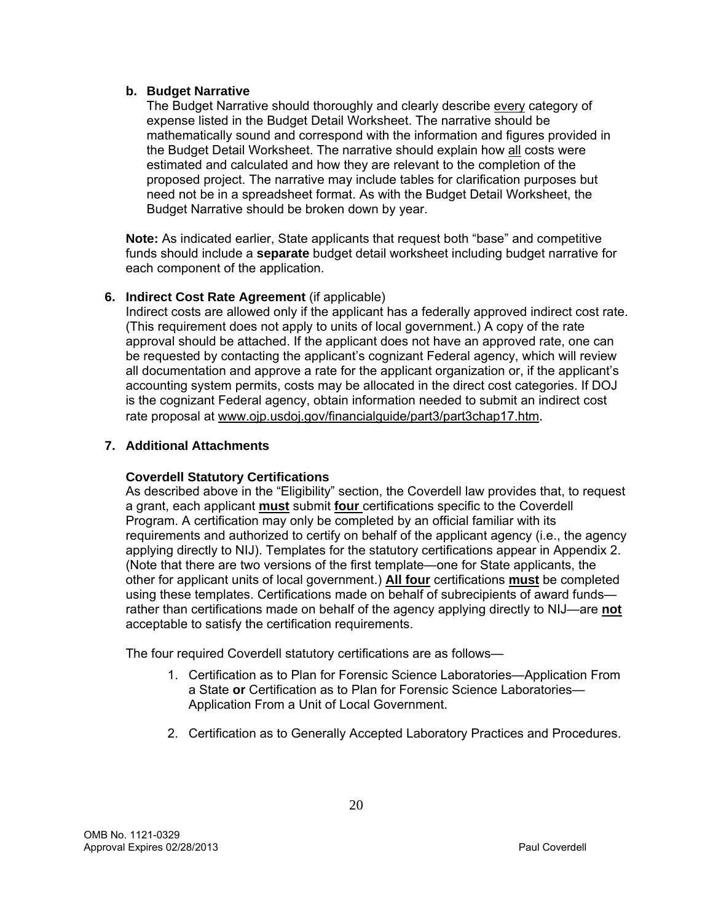**b. Budget Narrative**

The Budget Narrative should thoroughly and clearly describe every category of expense listed in the Budget Detail Worksheet. The narrative should be mathematically sound and correspond with the information and figures provided in the Budget Detail Worksheet. The narrative should explain how all costs were estimated and calculated and how they are relevant to the completion of the proposed project. The narrative may include tables for clarification purposes but need not be in a spreadsheet format. As with the Budget Detail Worksheet, the Budget Narrative should be broken down by year.

**Note:** As indicated earlier, State applicants that request both "base" and competitive funds should include a **separate** budget detail worksheet including budget narrative for each component of the application.

**6. Indirect Cost Rate Agreement** (if applicable)

Indirect costs are allowed only if the applicant has a federally approved indirect cost rate. (This requirement does not apply to units of local government.) A copy of the rate approval should be attached. If the applicant does not have an approved rate, one can be requested by contacting the applicant's cognizant Federal agency, which will review all documentation and approve a rate for the applicant organization or, if the applicant's accounting system permits, costs may be allocated in the direct cost categories. If DOJ is the cognizant Federal agency, obtain information needed to submit an indirect cost rate proposal at www.ojp.usdoj.gov/financialguide/part3/part3chap17.htm.

**7. Additional Attachments**

**Coverdell Statutory Certifications**

As described above in the "Eligibility" section, the Coverdell law provides that, to request a grant, each applicant **must** submit **four** certifications specific to the Coverdell Program. A certification may only be completed by an official familiar with its requirements and authorized to certify on behalf of the applicant agency (i.e., the agency applying directly to NIJ). Templates for the statutory certifications appear in Appendix 2. (Note that there are two versions of the first template—one for State applicants, the other for applicant units of local government.) **All four** certifications **must** be completed using these templates. Certifications made on behalf of subrecipients of award funds—rather than certifications made on behalf of the agency applying directly to NIJ—are **not** acceptable to satisfy the certification requirements.

The four required Coverdell statutory certifications are as follows—

1. Certification as to Plan for Forensic Science Laboratories—Application From a State **or** Certification as to Plan for Forensic Science Laboratories—Application From a Unit of Local Government.

2. Certification as to Generally Accepted Laboratory Practices and Procedures.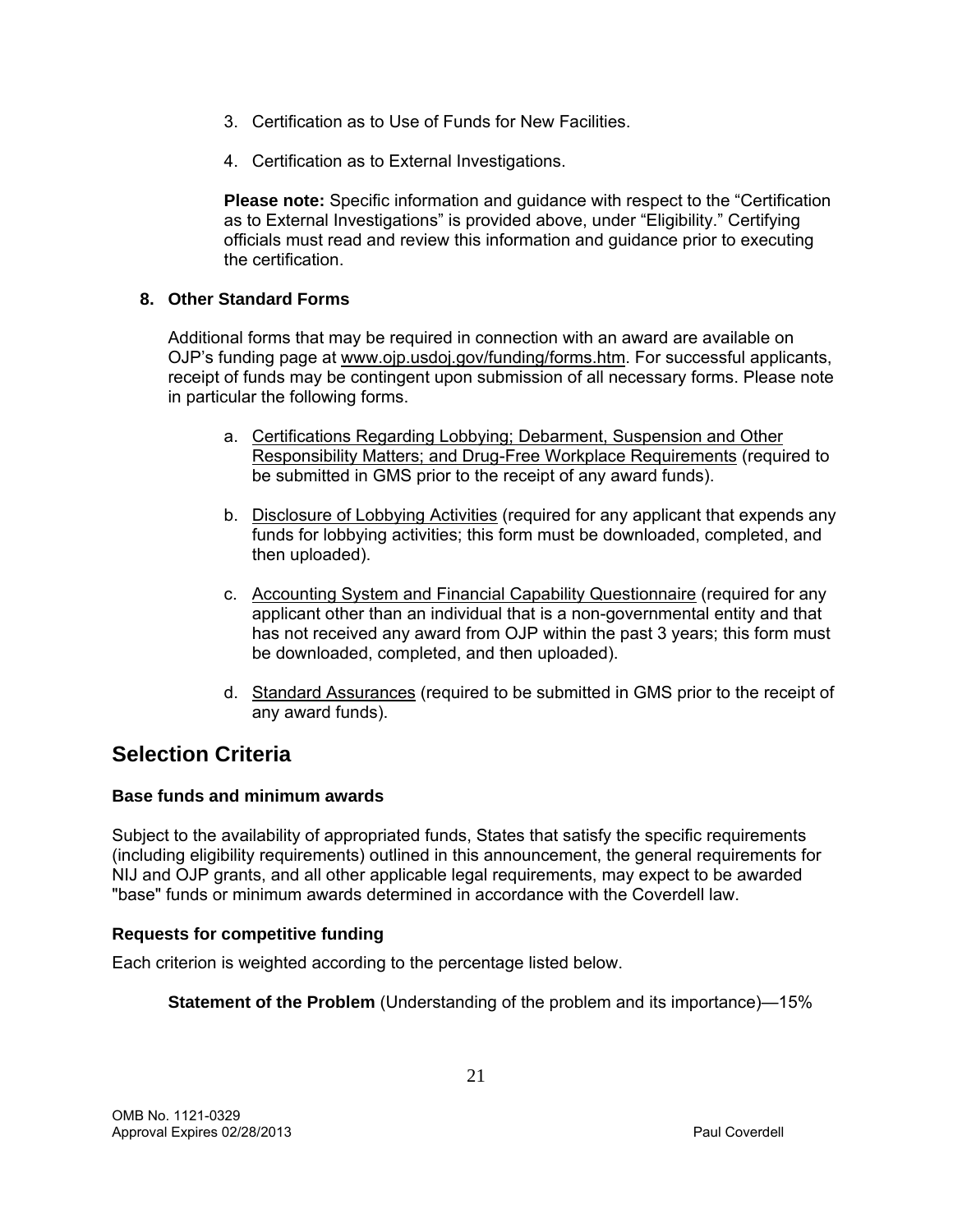3. Certification as to Use of Funds for New Facilities.

4. Certification as to External Investigations.

   **Please note:** Specific information and guidance with respect to the “Certification as to External Investigations” is provided above, under “Eligibility.” Certifying officials must read and review this information and guidance prior to executing the certification.

**8. Other Standard Forms**

Additional forms that may be required in connection with an award are available on OJP’s funding page at www.ojp.usdoj.gov/funding/forms.htm. For successful applicants, receipt of funds may be contingent upon submission of all necessary forms. Please note in particular the following forms.

a. Certifications Regarding Lobbying; Debarment, Suspension and Other Responsibility Matters; and Drug-Free Workplace Requirements (required to be submitted in GMS prior to the receipt of any award funds).

b. Disclosure of Lobbying Activities (required for any applicant that expends any funds for lobbying activities; this form must be downloaded, completed, and then uploaded).

c. Accounting System and Financial Capability Questionnaire (required for any applicant other than an individual that is a non-governmental entity and that has not received any award from OJP within the past 3 years; this form must be downloaded, completed, and then uploaded).

d. Standard Assurances (required to be submitted in GMS prior to the receipt of any award funds).

## Selection Criteria

### Base funds and minimum awards

Subject to the availability of appropriated funds, States that satisfy the specific requirements (including eligibility requirements) outlined in this announcement, the general requirements for NIJ and OJP grants, and all other applicable legal requirements, may expect to be awarded "base" funds or minimum awards determined in accordance with the Coverdell law.

### Requests for competitive funding

Each criterion is weighted according to the percentage listed below.

**Statement of the Problem** (Understanding of the problem and its importance)—15%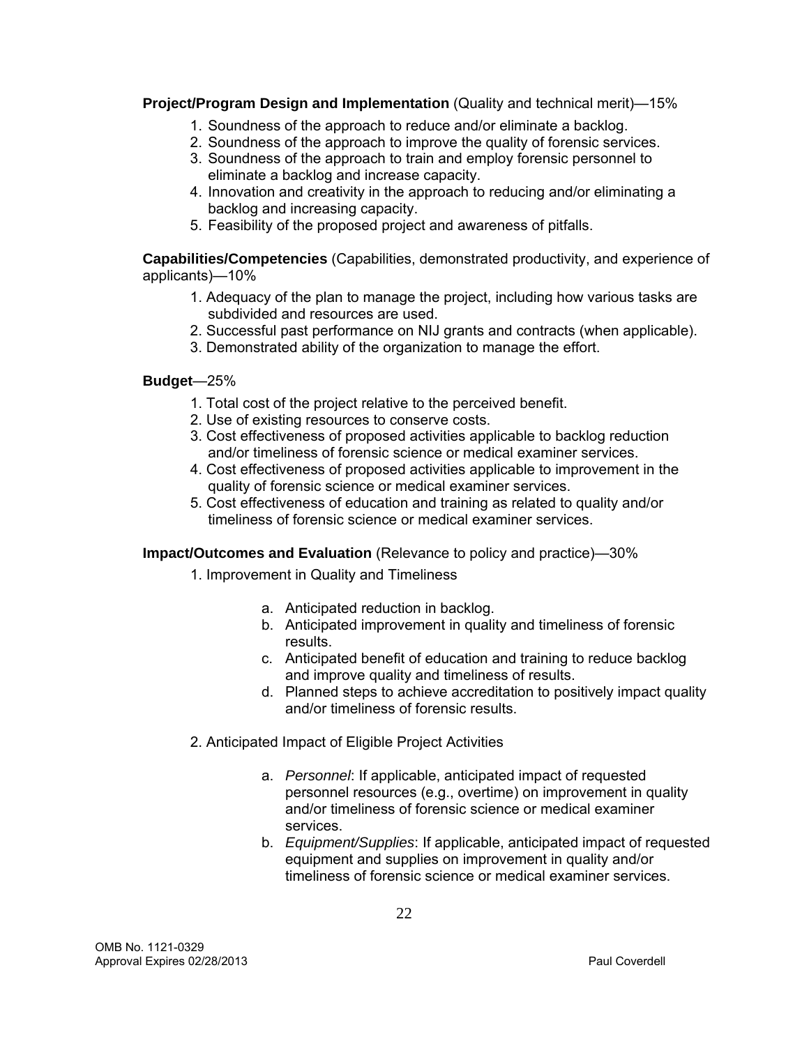**Project/Program Design and Implementation** (Quality and technical merit)—15%

1. Soundness of the approach to reduce and/or eliminate a backlog.
2. Soundness of the approach to improve the quality of forensic services.
3. Soundness of the approach to train and employ forensic personnel to eliminate a backlog and increase capacity.
4. Innovation and creativity in the approach to reducing and/or eliminating a backlog and increasing capacity.
5. Feasibility of the proposed project and awareness of pitfalls.

**Capabilities/Competencies** (Capabilities, demonstrated productivity, and experience of applicants)—10%

1. Adequacy of the plan to manage the project, including how various tasks are subdivided and resources are used.
2. Successful past performance on NIJ grants and contracts (when applicable).
3. Demonstrated ability of the organization to manage the effort.

**Budget**—25%

1. Total cost of the project relative to the perceived benefit.
2. Use of existing resources to conserve costs.
3. Cost effectiveness of proposed activities applicable to backlog reduction and/or timeliness of forensic science or medical examiner services.
4. Cost effectiveness of proposed activities applicable to improvement in the quality of forensic science or medical examiner services.
5. Cost effectiveness of education and training as related to quality and/or timeliness of forensic science or medical examiner services.

**Impact/Outcomes and Evaluation** (Relevance to policy and practice)—30%

1. Improvement in Quality and Timeliness

    a. Anticipated reduction in backlog.
    b. Anticipated improvement in quality and timeliness of forensic results.
    c. Anticipated benefit of education and training to reduce backlog and improve quality and timeliness of results.
    d. Planned steps to achieve accreditation to positively impact quality and/or timeliness of forensic results.

2. Anticipated Impact of Eligible Project Activities

    a. *Personnel*: If applicable, anticipated impact of requested personnel resources (e.g., overtime) on improvement in quality and/or timeliness of forensic science or medical examiner services.
    b. *Equipment/Supplies*: If applicable, anticipated impact of requested equipment and supplies on improvement in quality and/or timeliness of forensic science or medical examiner services.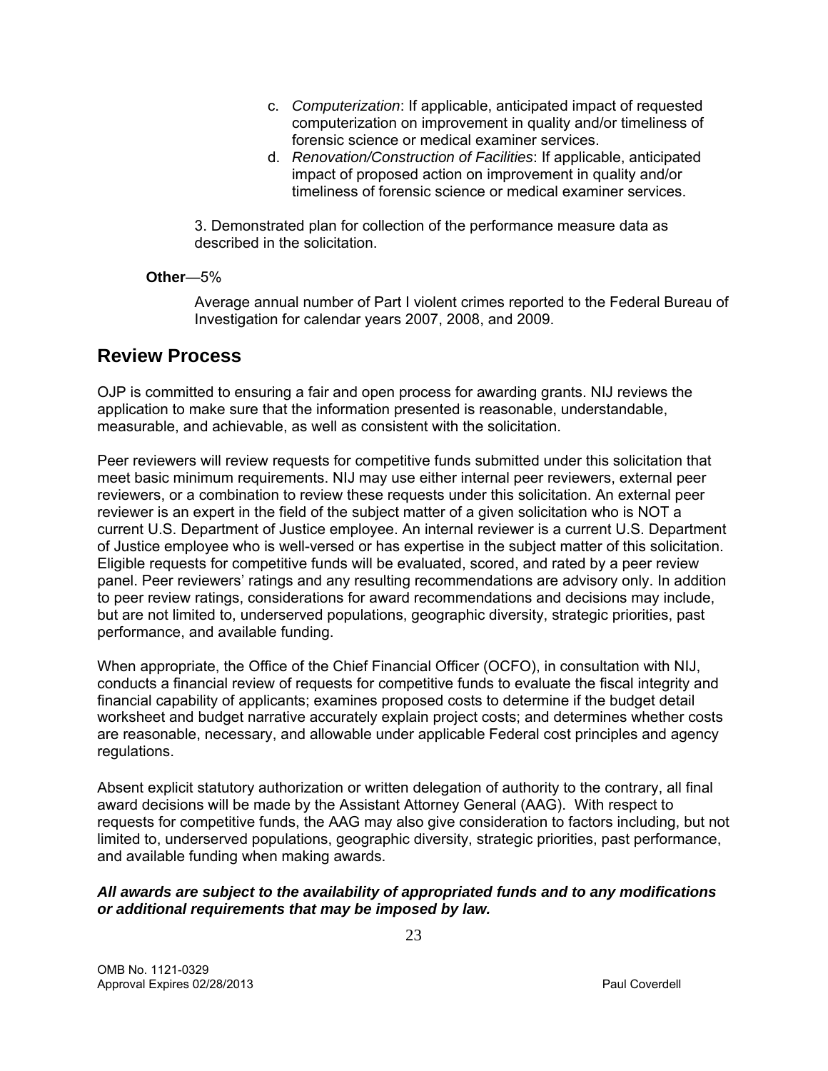c. *Computerization*: If applicable, anticipated impact of requested computerization on improvement in quality and/or timeliness of forensic science or medical examiner services.
d. *Renovation/Construction of Facilities*: If applicable, anticipated impact of proposed action on improvement in quality and/or timeliness of forensic science or medical examiner services.

3. Demonstrated plan for collection of the performance measure data as described in the solicitation.

**Other**—5%

Average annual number of Part I violent crimes reported to the Federal Bureau of Investigation for calendar years 2007, 2008, and 2009.

## Review Process

OJP is committed to ensuring a fair and open process for awarding grants. NIJ reviews the application to make sure that the information presented is reasonable, understandable, measurable, and achievable, as well as consistent with the solicitation.

Peer reviewers will review requests for competitive funds submitted under this solicitation that meet basic minimum requirements. NIJ may use either internal peer reviewers, external peer reviewers, or a combination to review these requests under this solicitation. An external peer reviewer is an expert in the field of the subject matter of a given solicitation who is NOT a current U.S. Department of Justice employee. An internal reviewer is a current U.S. Department of Justice employee who is well-versed or has expertise in the subject matter of this solicitation. Eligible requests for competitive funds will be evaluated, scored, and rated by a peer review panel. Peer reviewers' ratings and any resulting recommendations are advisory only. In addition to peer review ratings, considerations for award recommendations and decisions may include, but are not limited to, underserved populations, geographic diversity, strategic priorities, past performance, and available funding.

When appropriate, the Office of the Chief Financial Officer (OCFO), in consultation with NIJ, conducts a financial review of requests for competitive funds to evaluate the fiscal integrity and financial capability of applicants; examines proposed costs to determine if the budget detail worksheet and budget narrative accurately explain project costs; and determines whether costs are reasonable, necessary, and allowable under applicable Federal cost principles and agency regulations.

Absent explicit statutory authorization or written delegation of authority to the contrary, all final award decisions will be made by the Assistant Attorney General (AAG). With respect to requests for competitive funds, the AAG may also give consideration to factors including, but not limited to, underserved populations, geographic diversity, strategic priorities, past performance, and available funding when making awards.

***All awards are subject to the availability of appropriated funds and to any modifications or additional requirements that may be imposed by law.***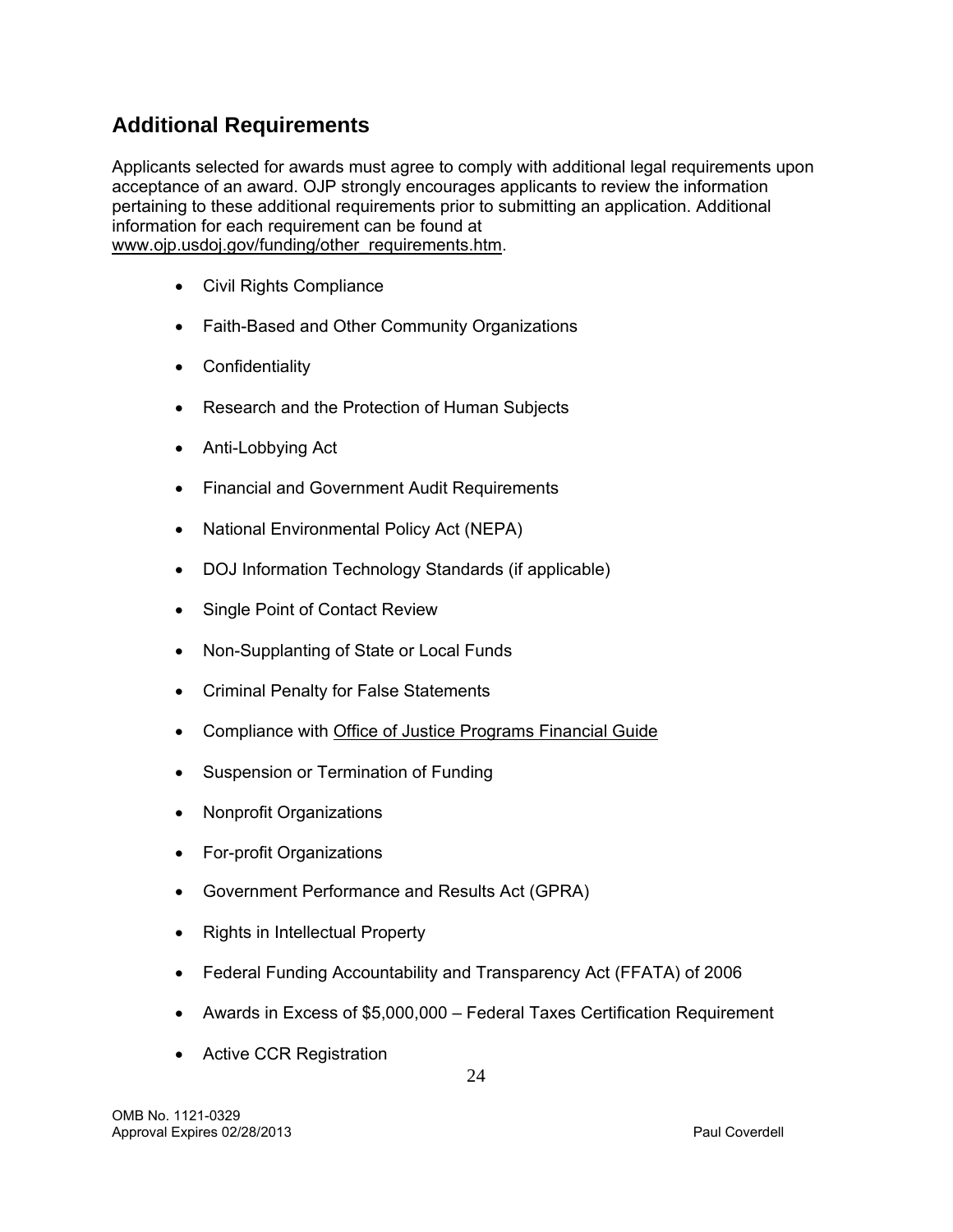## Additional Requirements

Applicants selected for awards must agree to comply with additional legal requirements upon acceptance of an award. OJP strongly encourages applicants to review the information pertaining to these additional requirements prior to submitting an application. Additional information for each requirement can be found at www.ojp.usdoj.gov/funding/other_requirements.htm.

- Civil Rights Compliance
- Faith-Based and Other Community Organizations
- Confidentiality
- Research and the Protection of Human Subjects
- Anti-Lobbying Act
- Financial and Government Audit Requirements
- National Environmental Policy Act (NEPA)
- DOJ Information Technology Standards (if applicable)
- Single Point of Contact Review
- Non-Supplanting of State or Local Funds
- Criminal Penalty for False Statements
- Compliance with Office of Justice Programs Financial Guide
- Suspension or Termination of Funding
- Nonprofit Organizations
- For-profit Organizations
- Government Performance and Results Act (GPRA)
- Rights in Intellectual Property
- Federal Funding Accountability and Transparency Act (FFATA) of 2006
- Awards in Excess of $5,000,000 – Federal Taxes Certification Requirement
- Active CCR Registration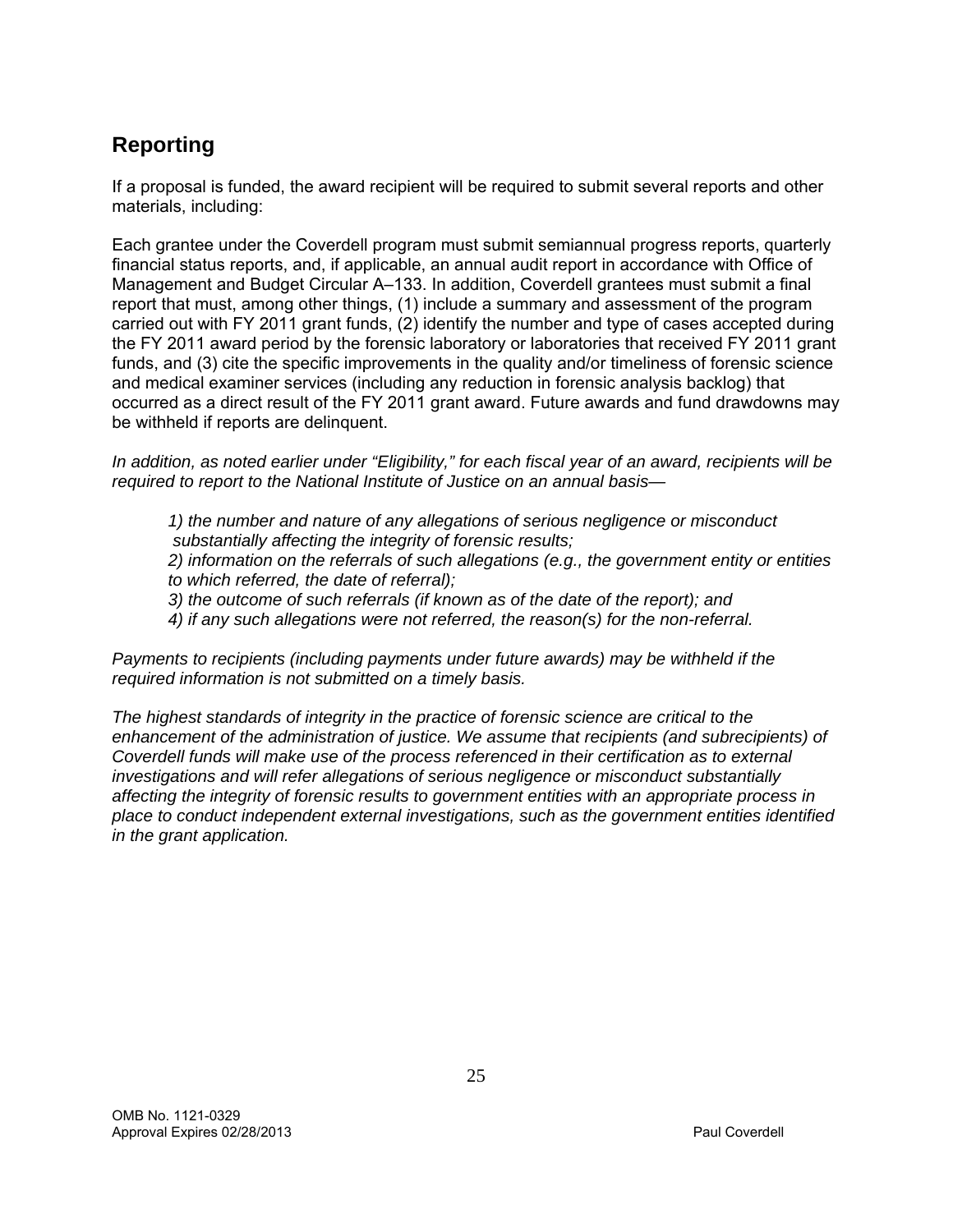## Reporting

If a proposal is funded, the award recipient will be required to submit several reports and other materials, including:

Each grantee under the Coverdell program must submit semiannual progress reports, quarterly financial status reports, and, if applicable, an annual audit report in accordance with Office of Management and Budget Circular A–133. In addition, Coverdell grantees must submit a final report that must, among other things, (1) include a summary and assessment of the program carried out with FY 2011 grant funds, (2) identify the number and type of cases accepted during the FY 2011 award period by the forensic laboratory or laboratories that received FY 2011 grant funds, and (3) cite the specific improvements in the quality and/or timeliness of forensic science and medical examiner services (including any reduction in forensic analysis backlog) that occurred as a direct result of the FY 2011 grant award. Future awards and fund drawdowns may be withheld if reports are delinquent.

*In addition, as noted earlier under "Eligibility," for each fiscal year of an award, recipients will be required to report to the National Institute of Justice on an annual basis—*

> *1) the number and nature of any allegations of serious negligence or misconduct substantially affecting the integrity of forensic results;*
> *2) information on the referrals of such allegations (e.g., the government entity or entities to which referred, the date of referral);*
> *3) the outcome of such referrals (if known as of the date of the report); and*
> *4) if any such allegations were not referred, the reason(s) for the non-referral.*

*Payments to recipients (including payments under future awards) may be withheld if the required information is not submitted on a timely basis.*

*The highest standards of integrity in the practice of forensic science are critical to the enhancement of the administration of justice. We assume that recipients (and subrecipients) of Coverdell funds will make use of the process referenced in their certification as to external investigations and will refer allegations of serious negligence or misconduct substantially affecting the integrity of forensic results to government entities with an appropriate process in place to conduct independent external investigations, such as the government entities identified in the grant application.*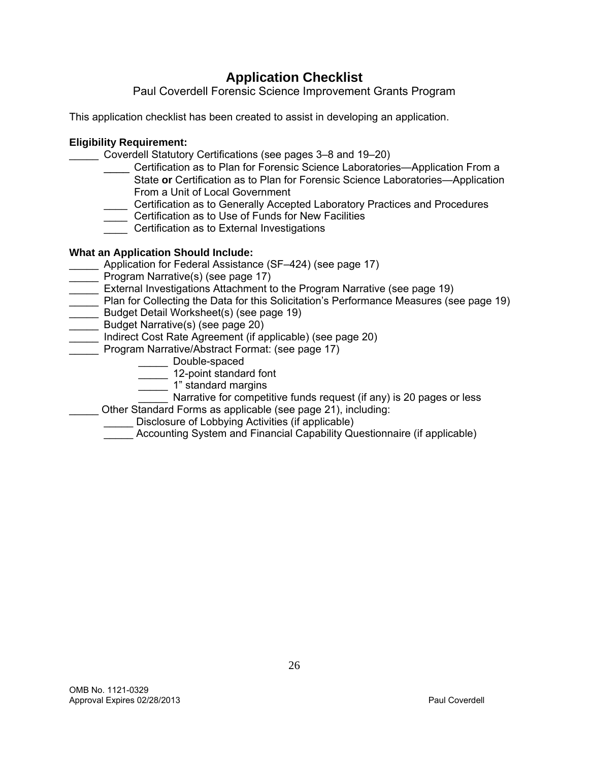# Application Checklist

Paul Coverdell Forensic Science Improvement Grants Program

This application checklist has been created to assist in developing an application.

**Eligibility Requirement:**

_____ Coverdell Statutory Certifications (see pages 3–8 and 19–20)

- ____ Certification as to Plan for Forensic Science Laboratories—Application From a State **or** Certification as to Plan for Forensic Science Laboratories—Application From a Unit of Local Government
- ____ Certification as to Generally Accepted Laboratory Practices and Procedures
- ____ Certification as to Use of Funds for New Facilities
- ____ Certification as to External Investigations

**What an Application Should Include:**

_____ Application for Federal Assistance (SF–424) (see page 17)
_____ Program Narrative(s) (see page 17)
_____ External Investigations Attachment to the Program Narrative (see page 19)
_____ Plan for Collecting the Data for this Solicitation's Performance Measures (see page 19)
_____ Budget Detail Worksheet(s) (see page 19)
_____ Budget Narrative(s) (see page 20)
_____ Indirect Cost Rate Agreement (if applicable) (see page 20)
_____ Program Narrative/Abstract Format: (see page 17)

- _____ Double-spaced
- _____ 12-point standard font
- _____ 1" standard margins
- _____ Narrative for competitive funds request (if any) is 20 pages or less

_____ Other Standard Forms as applicable (see page 21), including:

- _____ Disclosure of Lobbying Activities (if applicable)
- _____ Accounting System and Financial Capability Questionnaire (if applicable)

OMB No. 1121-0329
Approval Expires 02/28/2013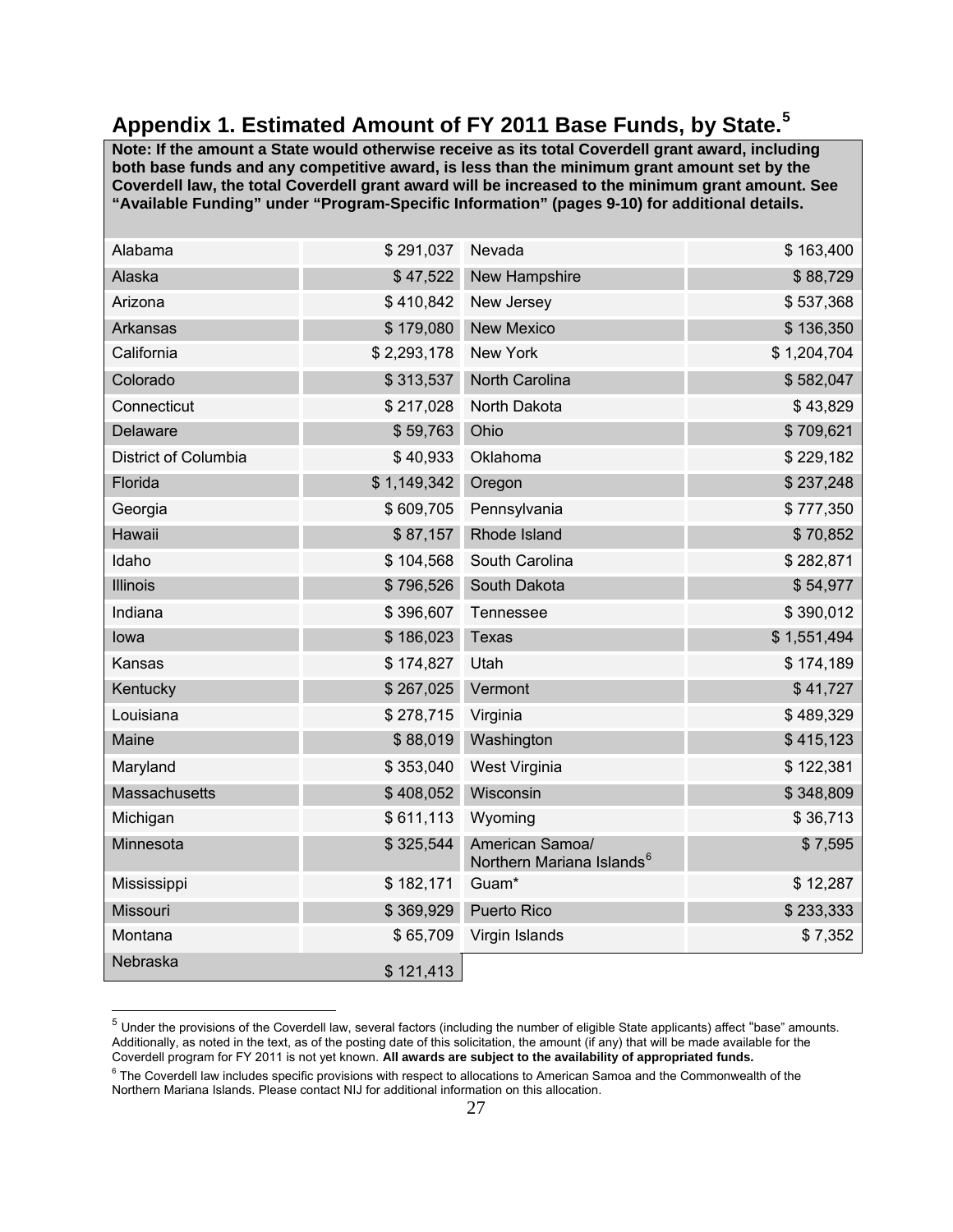## Appendix 1. Estimated Amount of FY 2011 Base Funds, by State.[5]

**Note: If the amount a State would otherwise receive as its total Coverdell grant award, including both base funds and any competitive award, is less than the minimum grant amount set by the Coverdell law, the total Coverdell grant award will be increased to the minimum grant amount. See "Available Funding" under "Program-Specific Information" (pages 9-10) for additional details.**

| | | | |
|---|---|---|---|
| Alabama | $ 291,037 | Nevada | $ 163,400 |
| Alaska | $ 47,522 | New Hampshire | $ 88,729 |
| Arizona | $ 410,842 | New Jersey | $ 537,368 |
| Arkansas | $ 179,080 | New Mexico | $ 136,350 |
| California | $ 2,293,178 | New York | $ 1,204,704 |
| Colorado | $ 313,537 | North Carolina | $ 582,047 |
| Connecticut | $ 217,028 | North Dakota | $ 43,829 |
| Delaware | $ 59,763 | Ohio | $ 709,621 |
| District of Columbia | $ 40,933 | Oklahoma | $ 229,182 |
| Florida | $ 1,149,342 | Oregon | $ 237,248 |
| Georgia | $ 609,705 | Pennsylvania | $ 777,350 |
| Hawaii | $ 87,157 | Rhode Island | $ 70,852 |
| Idaho | $ 104,568 | South Carolina | $ 282,871 |
| Illinois | $ 796,526 | South Dakota | $ 54,977 |
| Indiana | $ 396,607 | Tennessee | $ 390,012 |
| Iowa | $ 186,023 | Texas | $ 1,551,494 |
| Kansas | $ 174,827 | Utah | $ 174,189 |
| Kentucky | $ 267,025 | Vermont | $ 41,727 |
| Louisiana | $ 278,715 | Virginia | $ 489,329 |
| Maine | $ 88,019 | Washington | $ 415,123 |
| Maryland | $ 353,040 | West Virginia | $ 122,381 |
| Massachusetts | $ 408,052 | Wisconsin | $ 348,809 |
| Michigan | $ 611,113 | Wyoming | $ 36,713 |
| Minnesota | $ 325,544 | American Samoa/ Northern Mariana Islands[6] | $ 7,595 |
| Mississippi | $ 182,171 | Guam* | $ 12,287 |
| Missouri | $ 369,929 | Puerto Rico | $ 233,333 |
| Montana | $ 65,709 | Virgin Islands | $ 7,352 |
| Nebraska | $ 121,413 | | |

[5] Under the provisions of the Coverdell law, several factors (including the number of eligible State applicants) affect "base" amounts. Additionally, as noted in the text, as of the posting date of this solicitation, the amount (if any) that will be made available for the Coverdell program for FY 2011 is not yet known. **All awards are subject to the availability of appropriated funds.**

[6] The Coverdell law includes specific provisions with respect to allocations to American Samoa and the Commonwealth of the Northern Mariana Islands. Please contact NIJ for additional information on this allocation.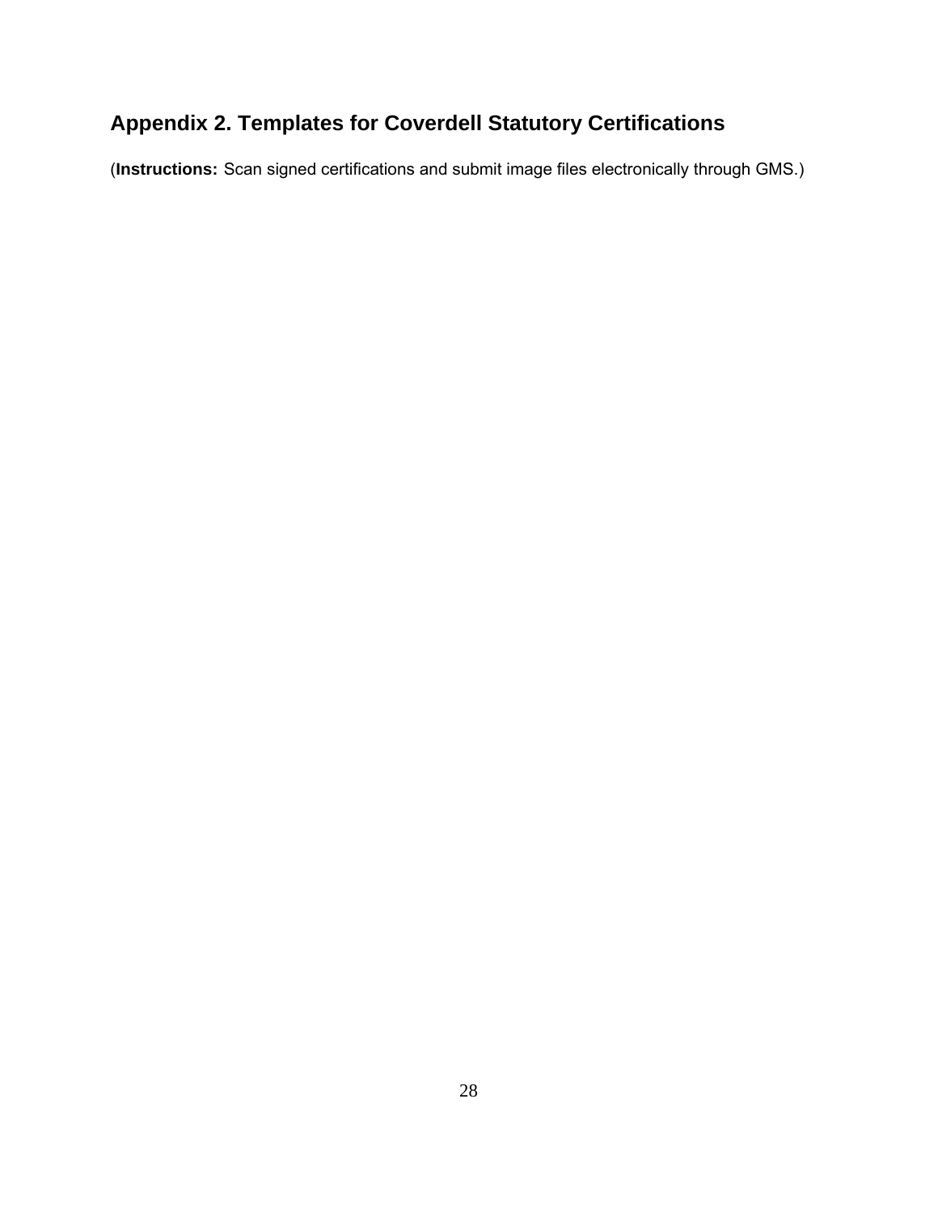## Appendix 2. Templates for Coverdell Statutory Certifications

(**Instructions:** Scan signed certifications and submit image files electronically through GMS.)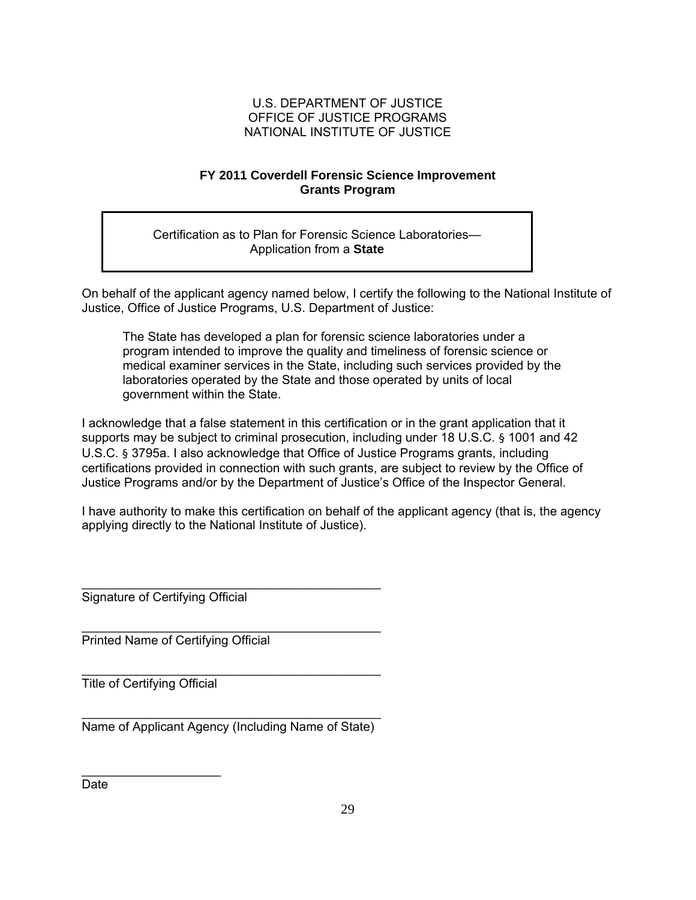U.S. DEPARTMENT OF JUSTICE
OFFICE OF JUSTICE PROGRAMS
NATIONAL INSTITUTE OF JUSTICE

**FY 2011 Coverdell Forensic Science Improvement Grants Program**

Certification as to Plan for Forensic Science Laboratories—
Application from a **State**

On behalf of the applicant agency named below, I certify the following to the National Institute of Justice, Office of Justice Programs, U.S. Department of Justice:

> The State has developed a plan for forensic science laboratories under a program intended to improve the quality and timeliness of forensic science or medical examiner services in the State, including such services provided by the laboratories operated by the State and those operated by units of local government within the State.

I acknowledge that a false statement in this certification or in the grant application that it supports may be subject to criminal prosecution, including under 18 U.S.C. § 1001 and 42 U.S.C. § 3795a. I also acknowledge that Office of Justice Programs grants, including certifications provided in connection with such grants, are subject to review by the Office of Justice Programs and/or by the Department of Justice's Office of the Inspector General.

I have authority to make this certification on behalf of the applicant agency (that is, the agency applying directly to the National Institute of Justice).

\_\_\_\_\_\_\_\_\_\_\_\_\_\_\_\_\_\_\_\_\_\_\_\_\_\_\_\_\_\_\_\_\_\_\_\_\_\_\_\_\_\_\_\_
Signature of Certifying Official

\_\_\_\_\_\_\_\_\_\_\_\_\_\_\_\_\_\_\_\_\_\_\_\_\_\_\_\_\_\_\_\_\_\_\_\_\_\_\_\_\_\_\_\_
Printed Name of Certifying Official

\_\_\_\_\_\_\_\_\_\_\_\_\_\_\_\_\_\_\_\_\_\_\_\_\_\_\_\_\_\_\_\_\_\_\_\_\_\_\_\_\_\_\_\_
Title of Certifying Official

\_\_\_\_\_\_\_\_\_\_\_\_\_\_\_\_\_\_\_\_\_\_\_\_\_\_\_\_\_\_\_\_\_\_\_\_\_\_\_\_\_\_\_\_
Name of Applicant Agency (Including Name of State)

\_\_\_\_\_\_\_\_\_\_\_\_\_\_\_\_\_\_\_\_
Date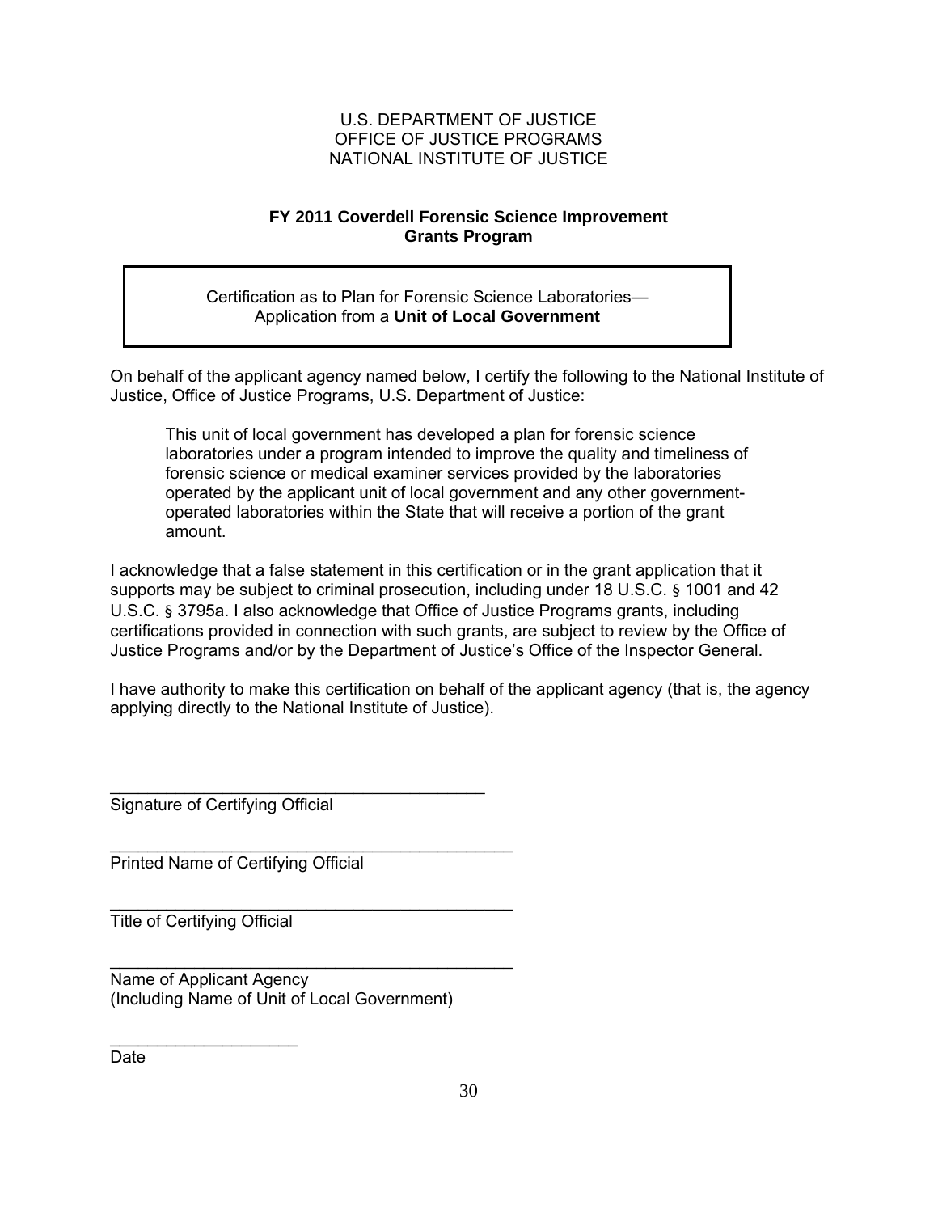U.S. DEPARTMENT OF JUSTICE
OFFICE OF JUSTICE PROGRAMS
NATIONAL INSTITUTE OF JUSTICE

**FY 2011 Coverdell Forensic Science Improvement Grants Program**

Certification as to Plan for Forensic Science Laboratories—
Application from a **Unit of Local Government**

On behalf of the applicant agency named below, I certify the following to the National Institute of Justice, Office of Justice Programs, U.S. Department of Justice:

> This unit of local government has developed a plan for forensic science laboratories under a program intended to improve the quality and timeliness of forensic science or medical examiner services provided by the laboratories operated by the applicant unit of local government and any other government-operated laboratories within the State that will receive a portion of the grant amount.

I acknowledge that a false statement in this certification or in the grant application that it supports may be subject to criminal prosecution, including under 18 U.S.C. § 1001 and 42 U.S.C. § 3795a. I also acknowledge that Office of Justice Programs grants, including certifications provided in connection with such grants, are subject to review by the Office of Justice Programs and/or by the Department of Justice's Office of the Inspector General.

I have authority to make this certification on behalf of the applicant agency (that is, the agency applying directly to the National Institute of Justice).

\_\_\_\_\_\_\_\_\_\_\_\_\_\_\_\_\_\_\_\_\_\_\_\_\_\_\_\_\_\_\_\_\_\_\_\_\_\_\_\_
Signature of Certifying Official

\_\_\_\_\_\_\_\_\_\_\_\_\_\_\_\_\_\_\_\_\_\_\_\_\_\_\_\_\_\_\_\_\_\_\_\_\_\_\_\_\_\_\_
Printed Name of Certifying Official

\_\_\_\_\_\_\_\_\_\_\_\_\_\_\_\_\_\_\_\_\_\_\_\_\_\_\_\_\_\_\_\_\_\_\_\_\_\_\_\_\_\_\_
Title of Certifying Official

\_\_\_\_\_\_\_\_\_\_\_\_\_\_\_\_\_\_\_\_\_\_\_\_\_\_\_\_\_\_\_\_\_\_\_\_\_\_\_\_\_\_\_
Name of Applicant Agency
(Including Name of Unit of Local Government)

\_\_\_\_\_\_\_\_\_\_\_\_\_\_\_\_\_\_\_\_
Date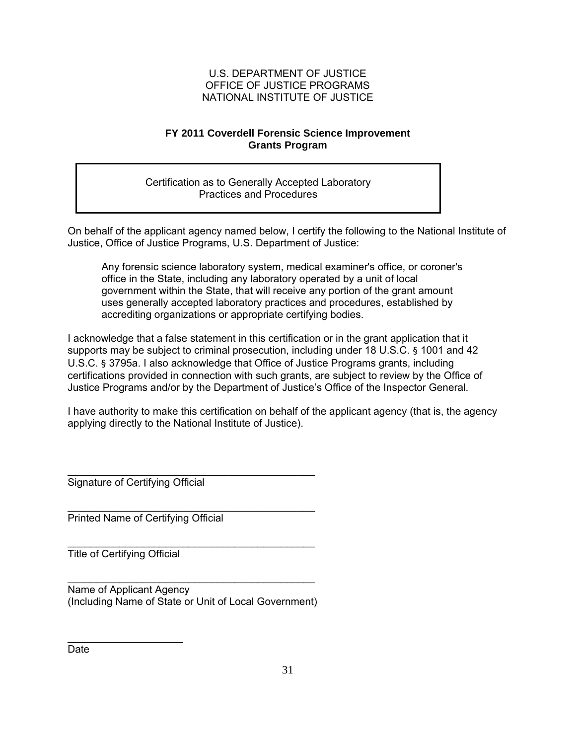U.S. DEPARTMENT OF JUSTICE
OFFICE OF JUSTICE PROGRAMS
NATIONAL INSTITUTE OF JUSTICE

**FY 2011 Coverdell Forensic Science Improvement Grants Program**

Certification as to Generally Accepted Laboratory Practices and Procedures

On behalf of the applicant agency named below, I certify the following to the National Institute of Justice, Office of Justice Programs, U.S. Department of Justice:

> Any forensic science laboratory system, medical examiner's office, or coroner's office in the State, including any laboratory operated by a unit of local government within the State, that will receive any portion of the grant amount uses generally accepted laboratory practices and procedures, established by accrediting organizations or appropriate certifying bodies.

I acknowledge that a false statement in this certification or in the grant application that it supports may be subject to criminal prosecution, including under 18 U.S.C. § 1001 and 42 U.S.C. § 3795a. I also acknowledge that Office of Justice Programs grants, including certifications provided in connection with such grants, are subject to review by the Office of Justice Programs and/or by the Department of Justice's Office of the Inspector General.

I have authority to make this certification on behalf of the applicant agency (that is, the agency applying directly to the National Institute of Justice).

______________________________________________
Signature of Certifying Official

______________________________________________
Printed Name of Certifying Official

______________________________________________
Title of Certifying Official

______________________________________________
Name of Applicant Agency
(Including Name of State or Unit of Local Government)

_____________________
Date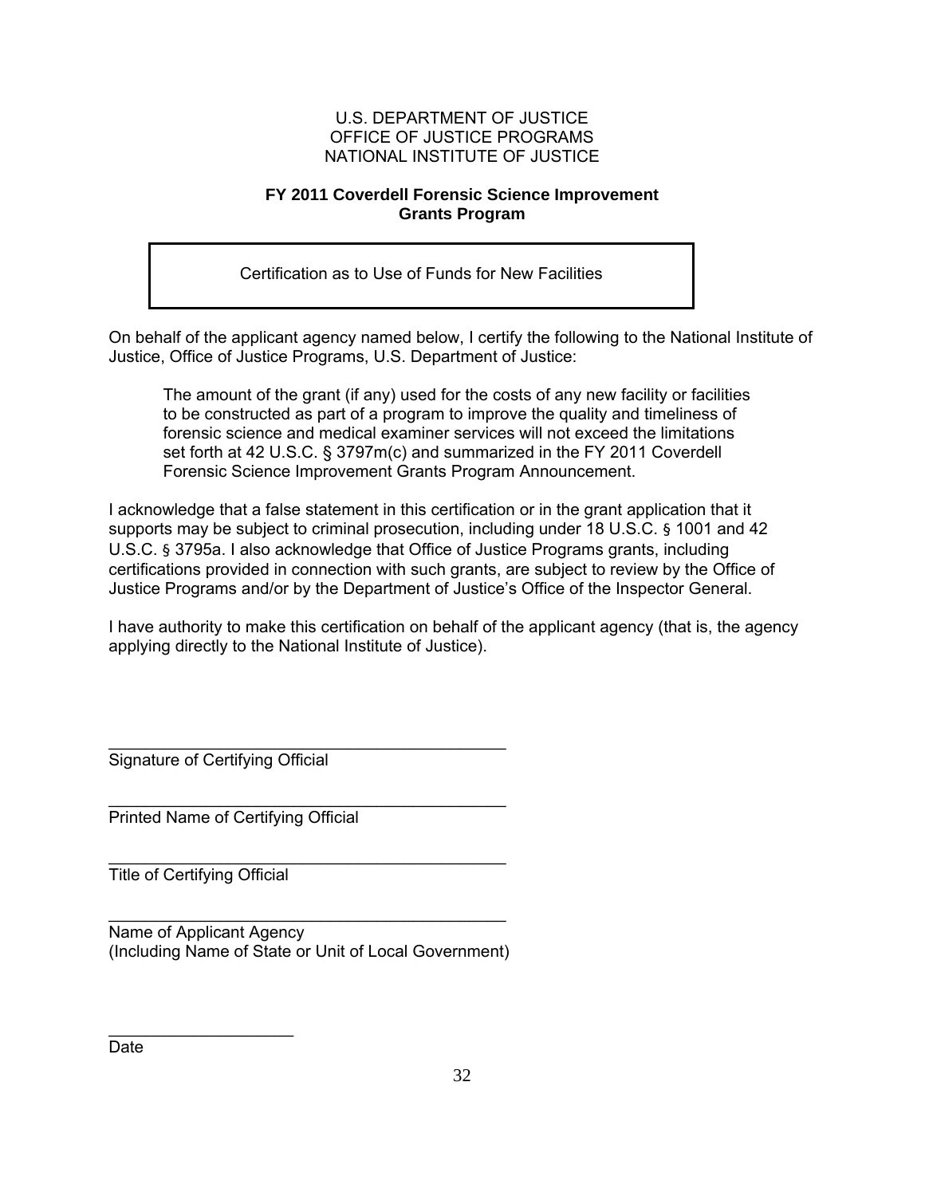U.S. DEPARTMENT OF JUSTICE
OFFICE OF JUSTICE PROGRAMS
NATIONAL INSTITUTE OF JUSTICE

**FY 2011 Coverdell Forensic Science Improvement Grants Program**

Certification as to Use of Funds for New Facilities

On behalf of the applicant agency named below, I certify the following to the National Institute of Justice, Office of Justice Programs, U.S. Department of Justice:

> The amount of the grant (if any) used for the costs of any new facility or facilities to be constructed as part of a program to improve the quality and timeliness of forensic science and medical examiner services will not exceed the limitations set forth at 42 U.S.C. § 3797m(c) and summarized in the FY 2011 Coverdell Forensic Science Improvement Grants Program Announcement.

I acknowledge that a false statement in this certification or in the grant application that it supports may be subject to criminal prosecution, including under 18 U.S.C. § 1001 and 42 U.S.C. § 3795a. I also acknowledge that Office of Justice Programs grants, including certifications provided in connection with such grants, are subject to review by the Office of Justice Programs and/or by the Department of Justice's Office of the Inspector General.

I have authority to make this certification on behalf of the applicant agency (that is, the agency applying directly to the National Institute of Justice).

\_\_\_\_\_\_\_\_\_\_\_\_\_\_\_\_\_\_\_\_\_\_\_\_\_\_\_\_\_\_\_\_\_\_\_\_\_\_\_\_\_\_
Signature of Certifying Official

\_\_\_\_\_\_\_\_\_\_\_\_\_\_\_\_\_\_\_\_\_\_\_\_\_\_\_\_\_\_\_\_\_\_\_\_\_\_\_\_\_\_
Printed Name of Certifying Official

\_\_\_\_\_\_\_\_\_\_\_\_\_\_\_\_\_\_\_\_\_\_\_\_\_\_\_\_\_\_\_\_\_\_\_\_\_\_\_\_\_\_
Title of Certifying Official

\_\_\_\_\_\_\_\_\_\_\_\_\_\_\_\_\_\_\_\_\_\_\_\_\_\_\_\_\_\_\_\_\_\_\_\_\_\_\_\_\_\_
Name of Applicant Agency
(Including Name of State or Unit of Local Government)

\_\_\_\_\_\_\_\_\_\_\_\_\_\_\_\_\_\_\_\_
Date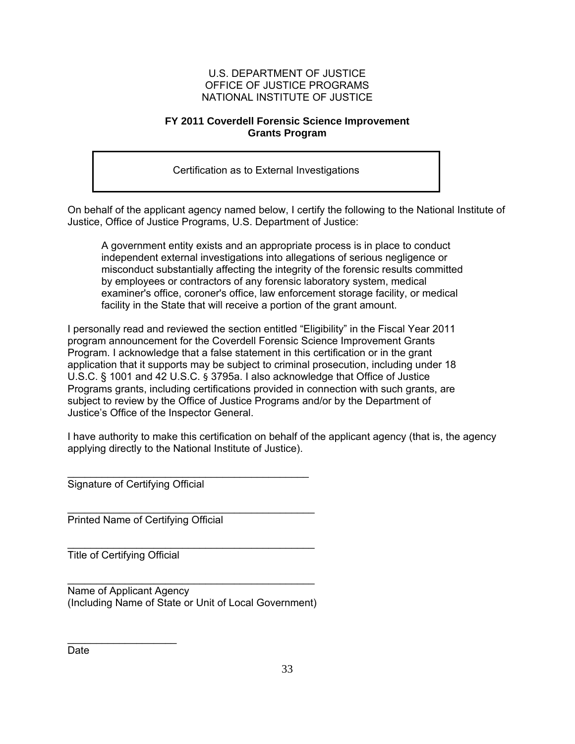U.S. DEPARTMENT OF JUSTICE
OFFICE OF JUSTICE PROGRAMS
NATIONAL INSTITUTE OF JUSTICE

**FY 2011 Coverdell Forensic Science Improvement Grants Program**

## Certification as to External Investigations

On behalf of the applicant agency named below, I certify the following to the National Institute of Justice, Office of Justice Programs, U.S. Department of Justice:

> A government entity exists and an appropriate process is in place to conduct independent external investigations into allegations of serious negligence or misconduct substantially affecting the integrity of the forensic results committed by employees or contractors of any forensic laboratory system, medical examiner's office, coroner's office, law enforcement storage facility, or medical facility in the State that will receive a portion of the grant amount.

I personally read and reviewed the section entitled "Eligibility" in the Fiscal Year 2011 program announcement for the Coverdell Forensic Science Improvement Grants Program. I acknowledge that a false statement in this certification or in the grant application that it supports may be subject to criminal prosecution, including under 18 U.S.C. § 1001 and 42 U.S.C. § 3795a. I also acknowledge that Office of Justice Programs grants, including certifications provided in connection with such grants, are subject to review by the Office of Justice Programs and/or by the Department of Justice's Office of the Inspector General.

I have authority to make this certification on behalf of the applicant agency (that is, the agency applying directly to the National Institute of Justice).

____________________________________________
Signature of Certifying Official

____________________________________________
Printed Name of Certifying Official

____________________________________________
Title of Certifying Official

____________________________________________
Name of Applicant Agency
(Including Name of State or Unit of Local Government)

___________________
Date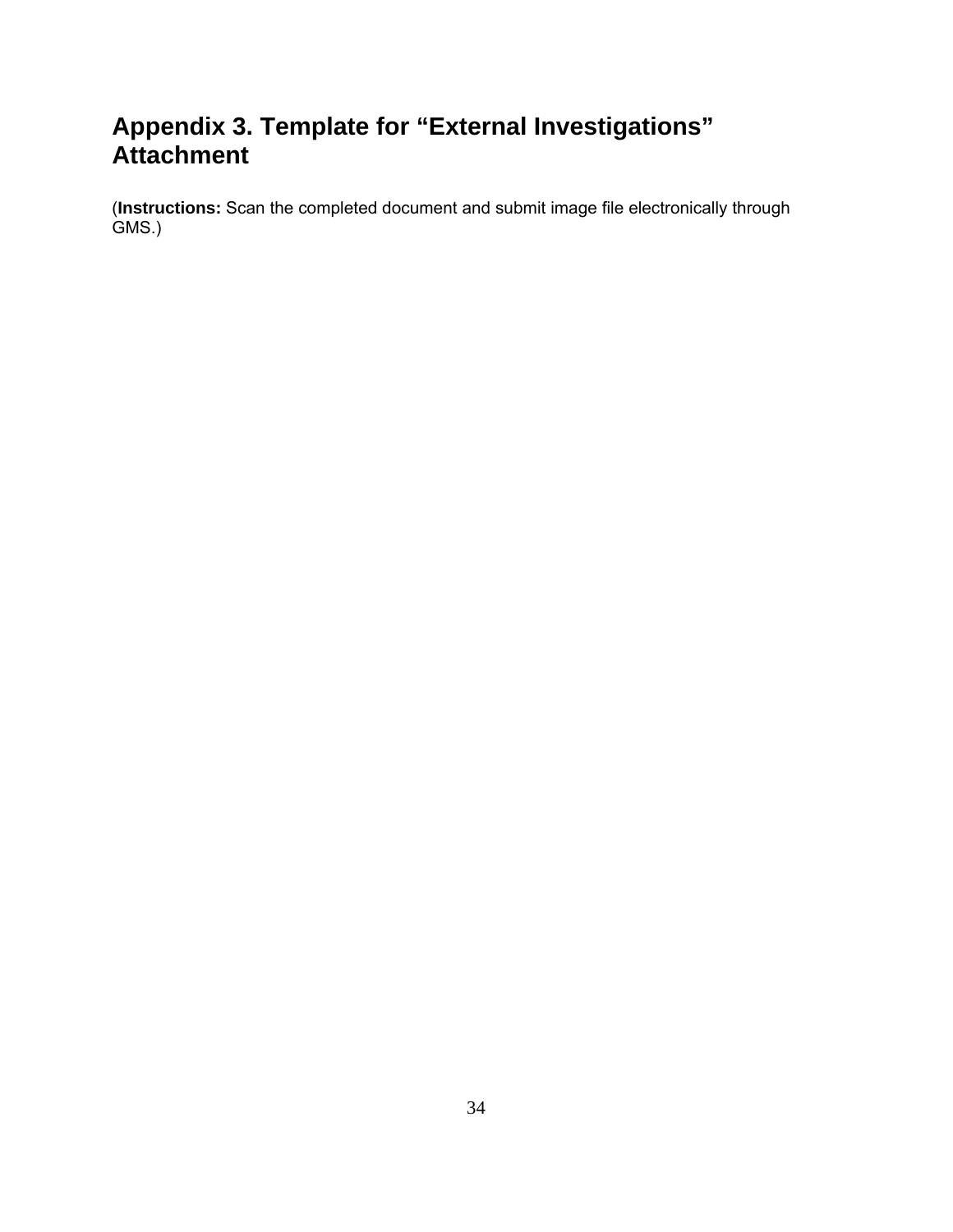# Appendix 3. Template for “External Investigations” Attachment

(**Instructions:** Scan the completed document and submit image file electronically through GMS.)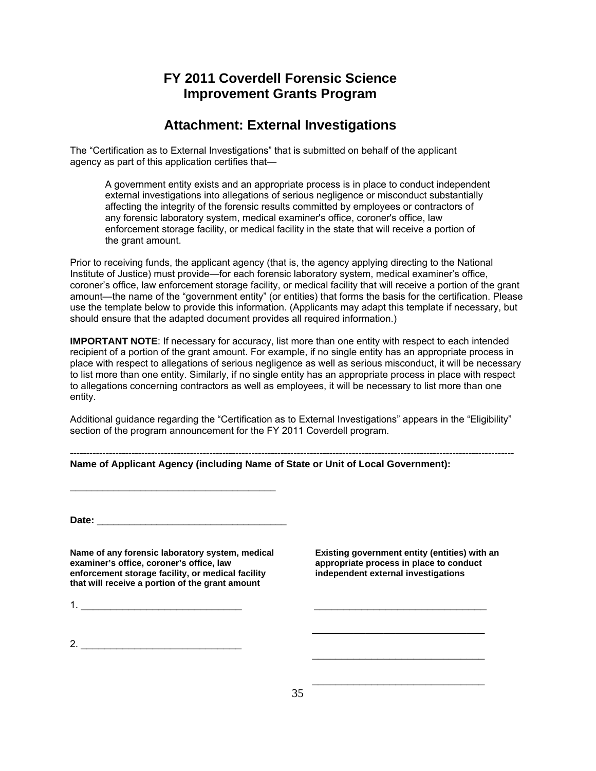# FY 2011 Coverdell Forensic Science Improvement Grants Program

## Attachment: External Investigations

The "Certification as to External Investigations" that is submitted on behalf of the applicant agency as part of this application certifies that—

> A government entity exists and an appropriate process is in place to conduct independent external investigations into allegations of serious negligence or misconduct substantially affecting the integrity of the forensic results committed by employees or contractors of any forensic laboratory system, medical examiner's office, coroner's office, law enforcement storage facility, or medical facility in the state that will receive a portion of the grant amount.

Prior to receiving funds, the applicant agency (that is, the agency applying directing to the National Institute of Justice) must provide—for each forensic laboratory system, medical examiner's office, coroner's office, law enforcement storage facility, or medical facility that will receive a portion of the grant amount—the name of the "government entity" (or entities) that forms the basis for the certification. Please use the template below to provide this information. (Applicants may adapt this template if necessary, but should ensure that the adapted document provides all required information.)

**IMPORTANT NOTE**: If necessary for accuracy, list more than one entity with respect to each intended recipient of a portion of the grant amount. For example, if no single entity has an appropriate process in place with respect to allegations of serious negligence as well as serious misconduct, it will be necessary to list more than one entity. Similarly, if no single entity has an appropriate process in place with respect to allegations concerning contractors as well as employees, it will be necessary to list more than one entity.

Additional guidance regarding the "Certification as to External Investigations" appears in the "Eligibility" section of the program announcement for the FY 2011 Coverdell program.

---

**Name of Applicant Agency (including Name of State or Unit of Local Government):**

_______________________________________

**Date:** ___________________________________

| Name of any forensic laboratory system, medical examiner's office, coroner's office, law enforcement storage facility, or medical facility that will receive a portion of the grant amount | Existing government entity (entities) with an appropriate process in place to conduct independent external investigations |
|---|---|
| 1. ______________________________ | ________________________________ |
| | ________________________________ |
| 2. ______________________________ | ________________________________ |
| | ________________________________ |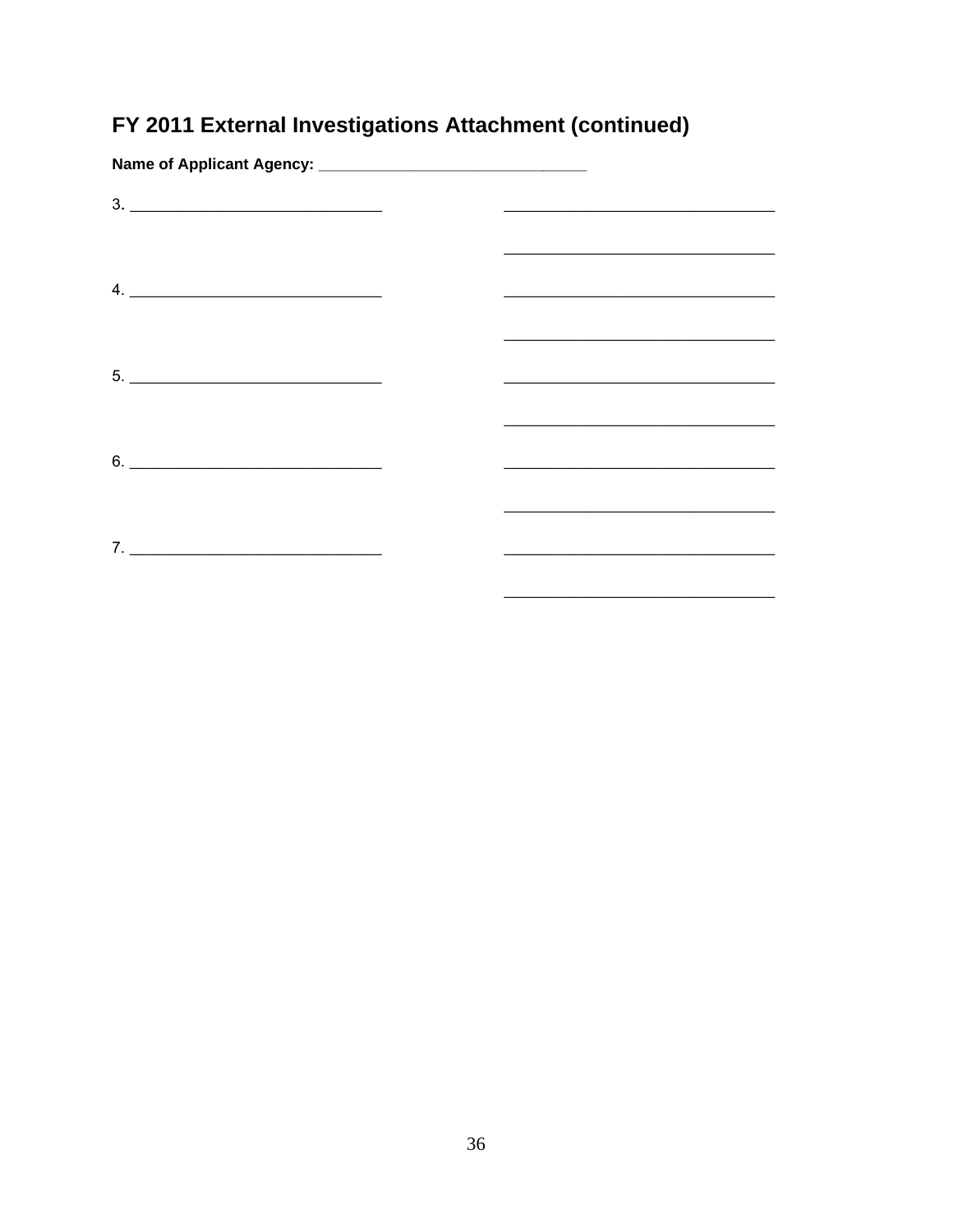## FY 2011 External Investigations Attachment (continued)

**Name of Applicant Agency: ______________________________**

3. ______________________________ ______________________________

______________________________

4. ______________________________ ______________________________

______________________________

5. ______________________________ ______________________________

______________________________

6. ______________________________ ______________________________

______________________________

7. ______________________________ ______________________________

______________________________